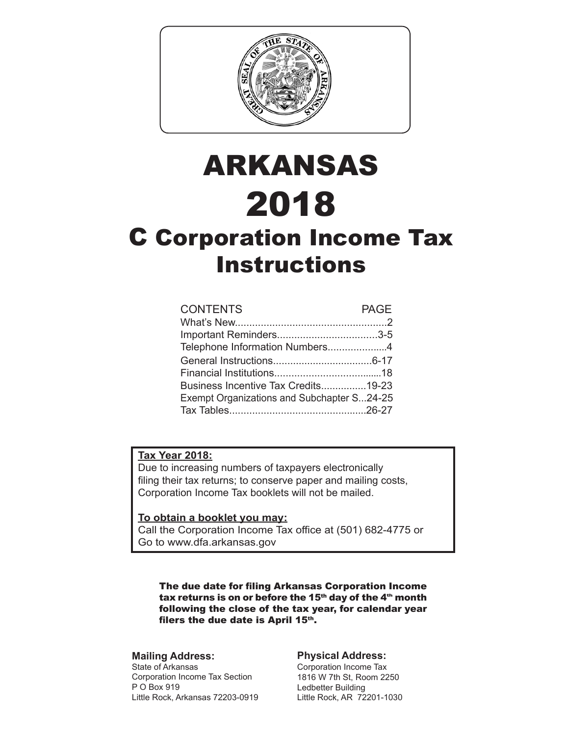# ARKANSAS

# 2018

## C Corporation Income Tax Instructions

| CONTENTS | PAGE |
|---|---|
| What's New | 2 |
| Important Reminders | 3-5 |
| Telephone Information Numbers | 4 |
| General Instructions | 6-17 |
| Financial Institutions | 18 |
| Business Incentive Tax Credits | 19-23 |
| Exempt Organizations and Subchapter S | 24-25 |
| Tax Tables | 26-27 |

**Tax Year 2018:**

Due to increasing numbers of taxpayers electronically filing their tax returns; to conserve paper and mailing costs, Corporation Income Tax booklets will not be mailed.

**To obtain a booklet you may:**

Call the Corporation Income Tax office at (501) 682-4775 or Go to www.dfa.arkansas.gov

**The due date for filing Arkansas Corporation Income tax returns is on or before the 15th day of the 4th month following the close of the tax year, for calendar year filers the due date is April 15th.**

**Mailing Address:**

State of Arkansas
Corporation Income Tax Section
P O Box 919
Little Rock, Arkansas 72203-0919

**Physical Address:**

Corporation Income Tax
1816 W 7th St, Room 2250
Ledbetter Building
Little Rock, AR 72201-1030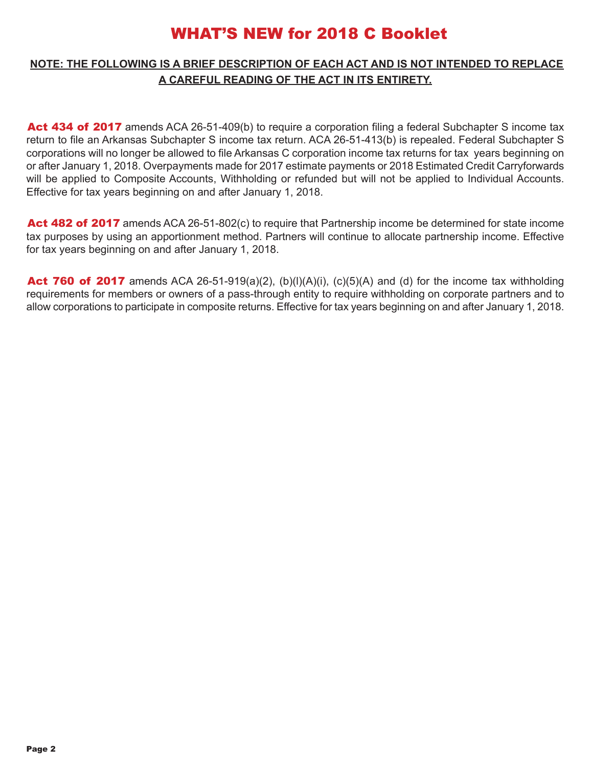# WHAT'S NEW for 2018 C Booklet

**NOTE: THE FOLLOWING IS A BRIEF DESCRIPTION OF EACH ACT AND IS NOT INTENDED TO REPLACE A CAREFUL READING OF THE ACT IN ITS ENTIRETY.**

**Act 434 of 2017** amends ACA 26-51-409(b) to require a corporation filing a federal Subchapter S income tax return to file an Arkansas Subchapter S income tax return. ACA 26-51-413(b) is repealed. Federal Subchapter S corporations will no longer be allowed to file Arkansas C corporation income tax returns for tax years beginning on or after January 1, 2018. Overpayments made for 2017 estimate payments or 2018 Estimated Credit Carryforwards will be applied to Composite Accounts, Withholding or refunded but will not be applied to Individual Accounts. Effective for tax years beginning on and after January 1, 2018.

**Act 482 of 2017** amends ACA 26-51-802(c) to require that Partnership income be determined for state income tax purposes by using an apportionment method. Partners will continue to allocate partnership income. Effective for tax years beginning on and after January 1, 2018.

**Act 760 of 2017** amends ACA 26-51-919(a)(2), (b)(l)(A)(i), (c)(5)(A) and (d) for the income tax withholding requirements for members or owners of a pass-through entity to require withholding on corporate partners and to allow corporations to participate in composite returns. Effective for tax years beginning on and after January 1, 2018.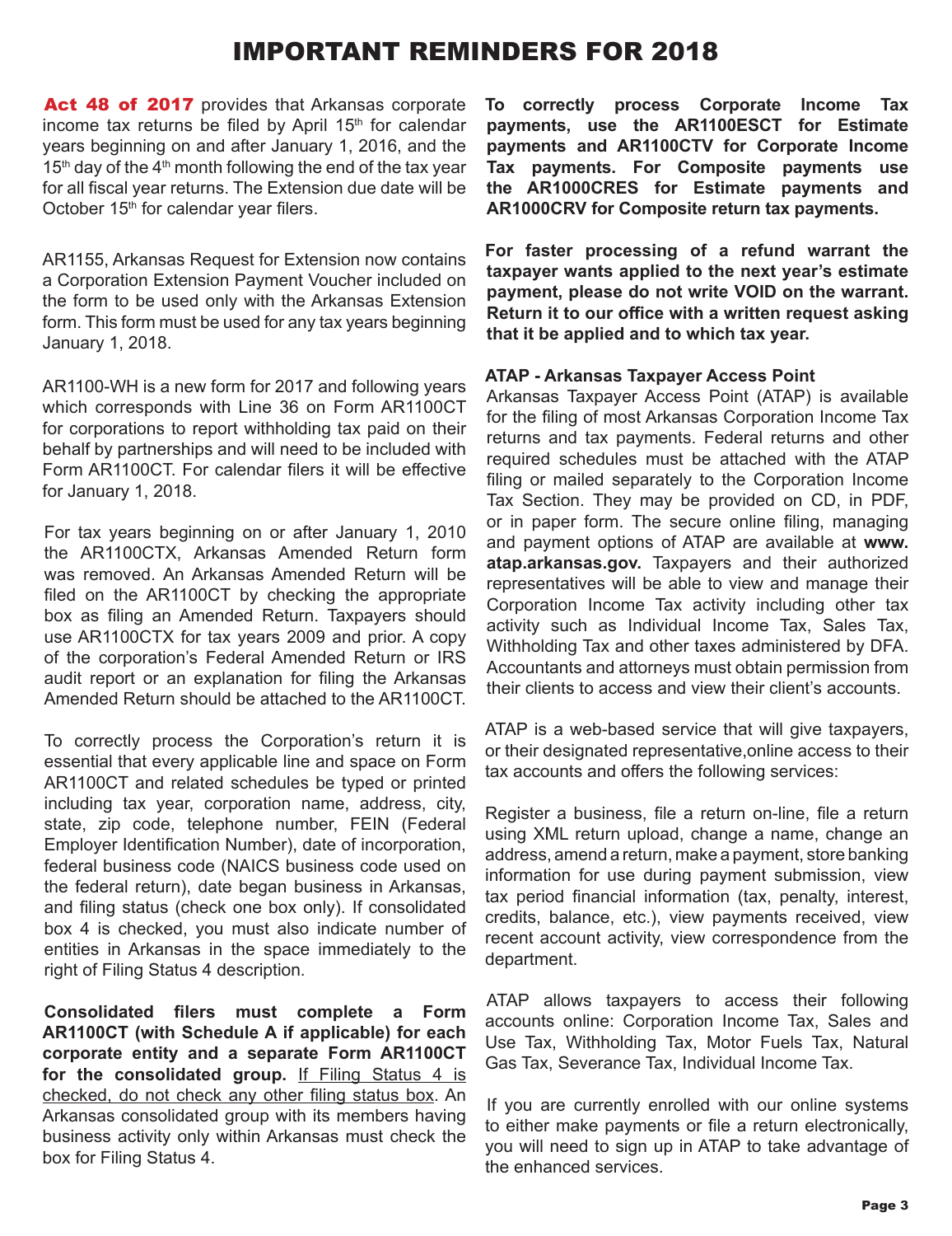# IMPORTANT REMINDERS FOR 2018

**Act 48 of 2017** provides that Arkansas corporate income tax returns be filed by April 15th for calendar years beginning on and after January 1, 2016, and the 15th day of the 4th month following the end of the tax year for all fiscal year returns. The Extension due date will be October 15th for calendar year filers.

AR1155, Arkansas Request for Extension now contains a Corporation Extension Payment Voucher included on the form to be used only with the Arkansas Extension form. This form must be used for any tax years beginning January 1, 2018.

AR1100-WH is a new form for 2017 and following years which corresponds with Line 36 on Form AR1100CT for corporations to report withholding tax paid on their behalf by partnerships and will need to be included with Form AR1100CT. For calendar filers it will be effective for January 1, 2018.

For tax years beginning on or after January 1, 2010 the AR1100CTX, Arkansas Amended Return form was removed. An Arkansas Amended Return will be filed on the AR1100CT by checking the appropriate box as filing an Amended Return. Taxpayers should use AR1100CTX for tax years 2009 and prior. A copy of the corporation's Federal Amended Return or IRS audit report or an explanation for filing the Arkansas Amended Return should be attached to the AR1100CT.

To correctly process the Corporation's return it is essential that every applicable line and space on Form AR1100CT and related schedules be typed or printed including tax year, corporation name, address, city, state, zip code, telephone number, FEIN (Federal Employer Identification Number), date of incorporation, federal business code (NAICS business code used on the federal return), date began business in Arkansas, and filing status (check one box only). If consolidated box 4 is checked, you must also indicate number of entities in Arkansas in the space immediately to the right of Filing Status 4 description.

**Consolidated filers must complete a Form AR1100CT (with Schedule A if applicable) for each corporate entity and a separate Form AR1100CT for the consolidated group.** If Filing Status 4 is checked, do not check any other filing status box. An Arkansas consolidated group with its members having business activity only within Arkansas must check the box for Filing Status 4.

**To correctly process Corporate Income Tax payments, use the AR1100ESCT for Estimate payments and AR1100CTV for Corporate Income Tax payments. For Composite payments use the AR1000CRES for Estimate payments and AR1000CRV for Composite return tax payments.**

**For faster processing of a refund warrant the taxpayer wants applied to the next year's estimate payment, please do not write VOID on the warrant. Return it to our office with a written request asking that it be applied and to which tax year.**

**ATAP - Arkansas Taxpayer Access Point**

Arkansas Taxpayer Access Point (ATAP) is available for the filing of most Arkansas Corporation Income Tax returns and tax payments. Federal returns and other required schedules must be attached with the ATAP filing or mailed separately to the Corporation Income Tax Section. They may be provided on CD, in PDF, or in paper form. The secure online filing, managing and payment options of ATAP are available at **www.atap.arkansas.gov.** Taxpayers and their authorized representatives will be able to view and manage their Corporation Income Tax activity including other tax activity such as Individual Income Tax, Sales Tax, Withholding Tax and other taxes administered by DFA. Accountants and attorneys must obtain permission from their clients to access and view their client's accounts.

ATAP is a web-based service that will give taxpayers, or their designated representative,online access to their tax accounts and offers the following services:

Register a business, file a return on-line, file a return using XML return upload, change a name, change an address, amend a return, make a payment, store banking information for use during payment submission, view tax period financial information (tax, penalty, interest, credits, balance, etc.), view payments received, view recent account activity, view correspondence from the department.

ATAP allows taxpayers to access their following accounts online: Corporation Income Tax, Sales and Use Tax, Withholding Tax, Motor Fuels Tax, Natural Gas Tax, Severance Tax, Individual Income Tax.

If you are currently enrolled with our online systems to either make payments or file a return electronically, you will need to sign up in ATAP to take advantage of the enhanced services.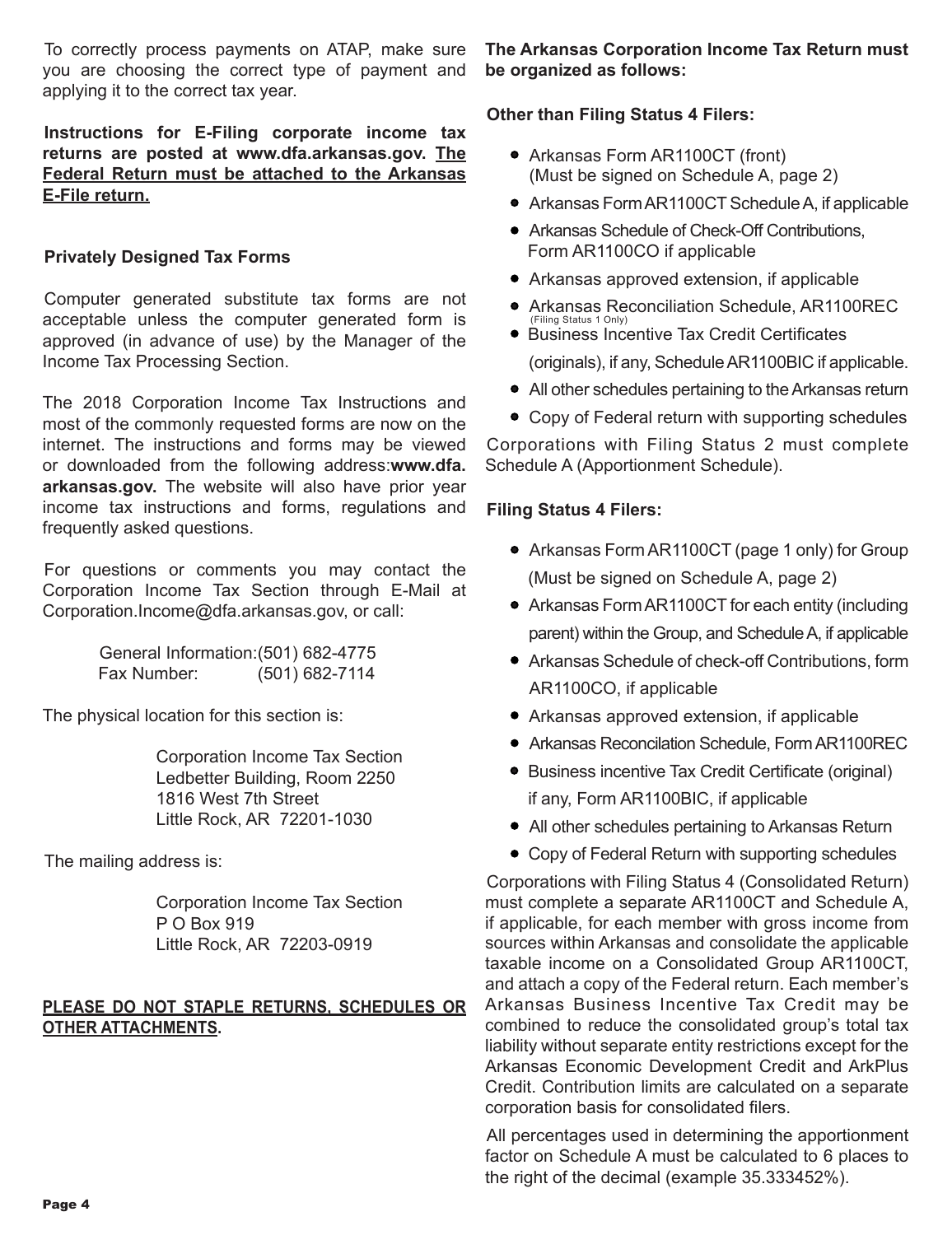To correctly process payments on ATAP, make sure you are choosing the correct type of payment and applying it to the correct tax year.

**Instructions for E-Filing corporate income tax returns are posted at www.dfa.arkansas.gov. The Federal Return must be attached to the Arkansas E-File return.**

### Privately Designed Tax Forms

Computer generated substitute tax forms are not acceptable unless the computer generated form is approved (in advance of use) by the Manager of the Income Tax Processing Section.

The 2018 Corporation Income Tax Instructions and most of the commonly requested forms are now on the internet. The instructions and forms may be viewed or downloaded from the following address:**www.dfa.arkansas.gov.** The website will also have prior year income tax instructions and forms, regulations and frequently asked questions.

For questions or comments you may contact the Corporation Income Tax Section through E-Mail at Corporation.Income@dfa.arkansas.gov, or call:

General Information: (501) 682-4775
Fax Number: (501) 682-7114

The physical location for this section is:

Corporation Income Tax Section
Ledbetter Building, Room 2250
1816 West 7th Street
Little Rock, AR 72201-1030

The mailing address is:

Corporation Income Tax Section
P O Box 919
Little Rock, AR 72203-0919

**PLEASE DO NOT STAPLE RETURNS, SCHEDULES OR OTHER ATTACHMENTS.**

**The Arkansas Corporation Income Tax Return must be organized as follows:**

### Other than Filing Status 4 Filers:

- Arkansas Form AR1100CT (front) (Must be signed on Schedule A, page 2)
- Arkansas Form AR1100CT Schedule A, if applicable
- Arkansas Schedule of Check-Off Contributions, Form AR1100CO if applicable
- Arkansas approved extension, if applicable
- Arkansas Reconciliation Schedule, AR1100REC (Filing Status 1 Only)
- Business Incentive Tax Credit Certificates (originals), if any, Schedule AR1100BIC if applicable.
- All other schedules pertaining to the Arkansas return
- Copy of Federal return with supporting schedules

Corporations with Filing Status 2 must complete Schedule A (Apportionment Schedule).

### Filing Status 4 Filers:

- Arkansas Form AR1100CT (page 1 only) for Group (Must be signed on Schedule A, page 2)
- Arkansas Form AR1100CT for each entity (including parent) within the Group, and Schedule A, if applicable
- Arkansas Schedule of check-off Contributions, form AR1100CO, if applicable
- Arkansas approved extension, if applicable
- Arkansas Reconcilation Schedule, Form AR1100REC
- Business incentive Tax Credit Certificate (original) if any, Form AR1100BIC, if applicable
- All other schedules pertaining to Arkansas Return
- Copy of Federal Return with supporting schedules

Corporations with Filing Status 4 (Consolidated Return) must complete a separate AR1100CT and Schedule A, if applicable, for each member with gross income from sources within Arkansas and consolidate the applicable taxable income on a Consolidated Group AR1100CT, and attach a copy of the Federal return. Each member's Arkansas Business Incentive Tax Credit may be combined to reduce the consolidated group's total tax liability without separate entity restrictions except for the Arkansas Economic Development Credit and ArkPlus Credit. Contribution limits are calculated on a separate corporation basis for consolidated filers.

All percentages used in determining the apportionment factor on Schedule A must be calculated to 6 places to the right of the decimal (example 35.333452%).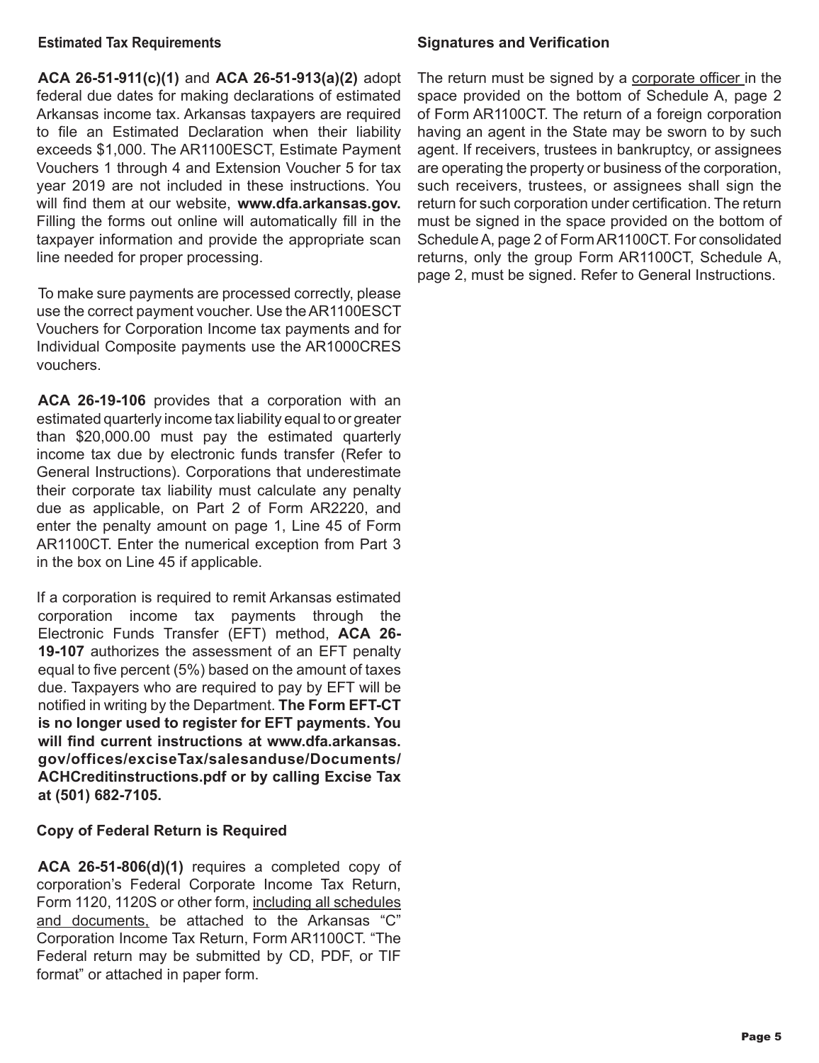### Estimated Tax Requirements

**ACA 26-51-911(c)(1)** and **ACA 26-51-913(a)(2)** adopt federal due dates for making declarations of estimated Arkansas income tax. Arkansas taxpayers are required to file an Estimated Declaration when their liability exceeds $1,000. The AR1100ESCT, Estimate Payment Vouchers 1 through 4 and Extension Voucher 5 for tax year 2019 are not included in these instructions. You will find them at our website, **www.dfa.arkansas.gov.** Filling the forms out online will automatically fill in the taxpayer information and provide the appropriate scan line needed for proper processing.

To make sure payments are processed correctly, please use the correct payment voucher. Use the AR1100ESCT Vouchers for Corporation Income tax payments and for Individual Composite payments use the AR1000CRES vouchers.

**ACA 26-19-106** provides that a corporation with an estimated quarterly income tax liability equal to or greater than $20,000.00 must pay the estimated quarterly income tax due by electronic funds transfer (Refer to General Instructions). Corporations that underestimate their corporate tax liability must calculate any penalty due as applicable, on Part 2 of Form AR2220, and enter the penalty amount on page 1, Line 45 of Form AR1100CT. Enter the numerical exception from Part 3 in the box on Line 45 if applicable.

If a corporation is required to remit Arkansas estimated corporation income tax payments through the Electronic Funds Transfer (EFT) method, **ACA 26-19-107** authorizes the assessment of an EFT penalty equal to five percent (5%) based on the amount of taxes due. Taxpayers who are required to pay by EFT will be notified in writing by the Department. **The Form EFT-CT is no longer used to register for EFT payments. You will find current instructions at www.dfa.arkansas.gov/offices/exciseTax/salesanduse/Documents/ACHCreditinstructions.pdf or by calling Excise Tax at (501) 682-7105.**

### Copy of Federal Return is Required

**ACA 26-51-806(d)(1)** requires a completed copy of corporation's Federal Corporate Income Tax Return, Form 1120, 1120S or other form, including all schedules and documents, be attached to the Arkansas "C" Corporation Income Tax Return, Form AR1100CT. "The Federal return may be submitted by CD, PDF, or TIF format" or attached in paper form.

### Signatures and Verification

The return must be signed by a corporate officer in the space provided on the bottom of Schedule A, page 2 of Form AR1100CT. The return of a foreign corporation having an agent in the State may be sworn to by such agent. If receivers, trustees in bankruptcy, or assignees are operating the property or business of the corporation, such receivers, trustees, or assignees shall sign the return for such corporation under certification. The return must be signed in the space provided on the bottom of Schedule A, page 2 of Form AR1100CT. For consolidated returns, only the group Form AR1100CT, Schedule A, page 2, must be signed. Refer to General Instructions.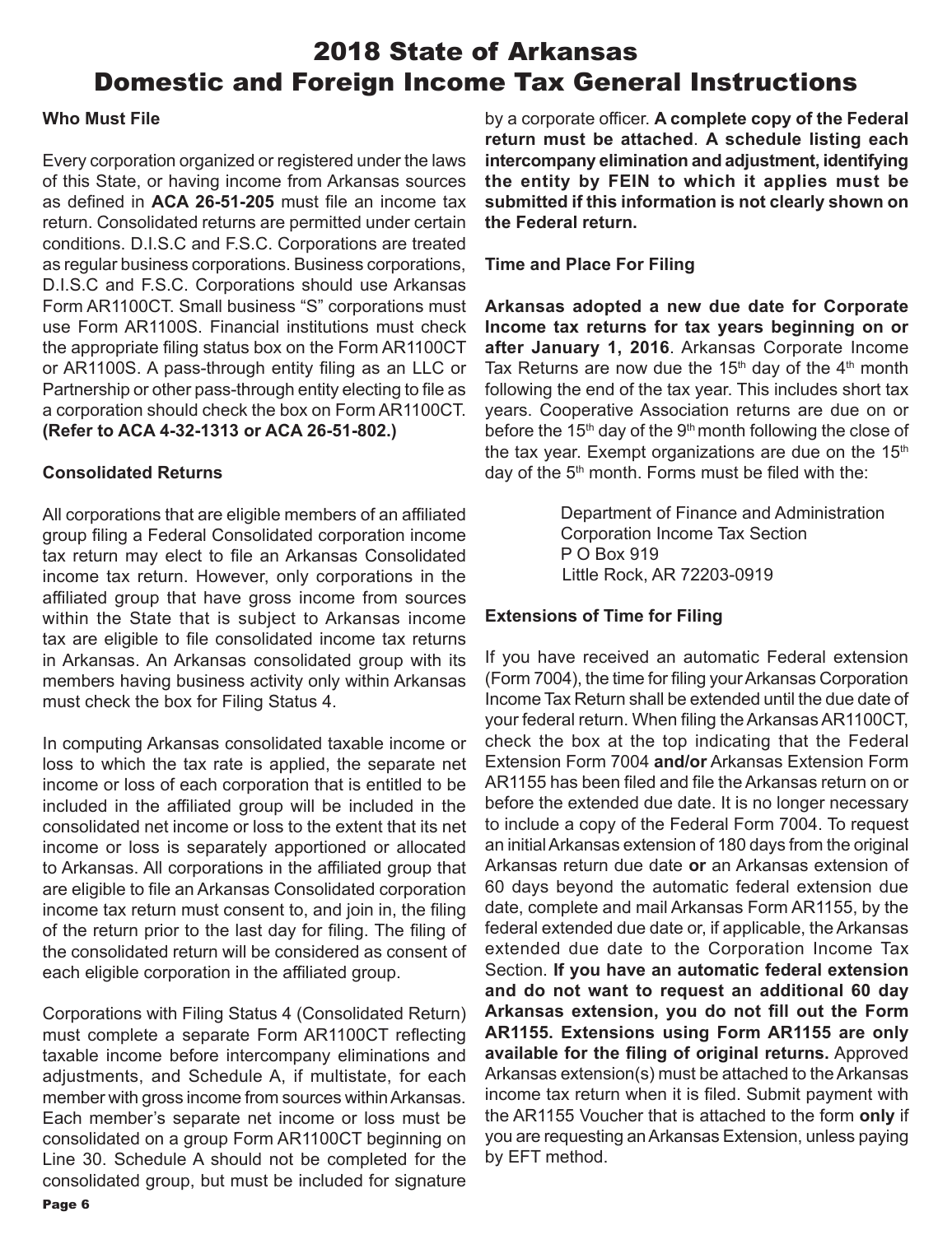# 2018 State of Arkansas Domestic and Foreign Income Tax General Instructions

**Who Must File**

Every corporation organized or registered under the laws of this State, or having income from Arkansas sources as defined in **ACA 26-51-205** must file an income tax return. Consolidated returns are permitted under certain conditions. D.I.S.C and F.S.C. Corporations are treated as regular business corporations. Business corporations, D.I.S.C and F.S.C. Corporations should use Arkansas Form AR1100CT. Small business "S" corporations must use Form AR1100S. Financial institutions must check the appropriate filing status box on the Form AR1100CT or AR1100S. A pass-through entity filing as an LLC or Partnership or other pass-through entity electing to file as a corporation should check the box on Form AR1100CT. **(Refer to ACA 4-32-1313 or ACA 26-51-802.)**

**Consolidated Returns**

All corporations that are eligible members of an affiliated group filing a Federal Consolidated corporation income tax return may elect to file an Arkansas Consolidated income tax return. However, only corporations in the affiliated group that have gross income from sources within the State that is subject to Arkansas income tax are eligible to file consolidated income tax returns in Arkansas. An Arkansas consolidated group with its members having business activity only within Arkansas must check the box for Filing Status 4.

In computing Arkansas consolidated taxable income or loss to which the tax rate is applied, the separate net income or loss of each corporation that is entitled to be included in the affiliated group will be included in the consolidated net income or loss to the extent that its net income or loss is separately apportioned or allocated to Arkansas. All corporations in the affiliated group that are eligible to file an Arkansas Consolidated corporation income tax return must consent to, and join in, the filing of the return prior to the last day for filing. The filing of the consolidated return will be considered as consent of each eligible corporation in the affiliated group.

Corporations with Filing Status 4 (Consolidated Return) must complete a separate Form AR1100CT reflecting taxable income before intercompany eliminations and adjustments, and Schedule A, if multistate, for each member with gross income from sources within Arkansas. Each member's separate net income or loss must be consolidated on a group Form AR1100CT beginning on Line 30. Schedule A should not be completed for the consolidated group, but must be included for signature by a corporate officer. **A complete copy of the Federal return must be attached**. **A schedule listing each intercompany elimination and adjustment, identifying the entity by FEIN to which it applies must be submitted if this information is not clearly shown on the Federal return.**

**Time and Place For Filing**

**Arkansas adopted a new due date for Corporate Income tax returns for tax years beginning on or after January 1, 2016**. Arkansas Corporate Income Tax Returns are now due the 15th day of the 4th month following the end of the tax year. This includes short tax years. Cooperative Association returns are due on or before the 15th day of the 9th month following the close of the tax year. Exempt organizations are due on the 15th day of the 5th month. Forms must be filed with the:

Department of Finance and Administration
Corporation Income Tax Section
P O Box 919
Little Rock, AR 72203-0919

**Extensions of Time for Filing**

If you have received an automatic Federal extension (Form 7004), the time for filing your Arkansas Corporation Income Tax Return shall be extended until the due date of your federal return. When filing the Arkansas AR1100CT, check the box at the top indicating that the Federal Extension Form 7004 **and/or** Arkansas Extension Form AR1155 has been filed and file the Arkansas return on or before the extended due date. It is no longer necessary to include a copy of the Federal Form 7004. To request an initial Arkansas extension of 180 days from the original Arkansas return due date **or** an Arkansas extension of 60 days beyond the automatic federal extension due date, complete and mail Arkansas Form AR1155, by the federal extended due date or, if applicable, the Arkansas extended due date to the Corporation Income Tax Section. **If you have an automatic federal extension and do not want to request an additional 60 day Arkansas extension, you do not fill out the Form AR1155. Extensions using Form AR1155 are only available for the filing of original returns.** Approved Arkansas extension(s) must be attached to the Arkansas income tax return when it is filed. Submit payment with the AR1155 Voucher that is attached to the form **only** if you are requesting an Arkansas Extension, unless paying by EFT method.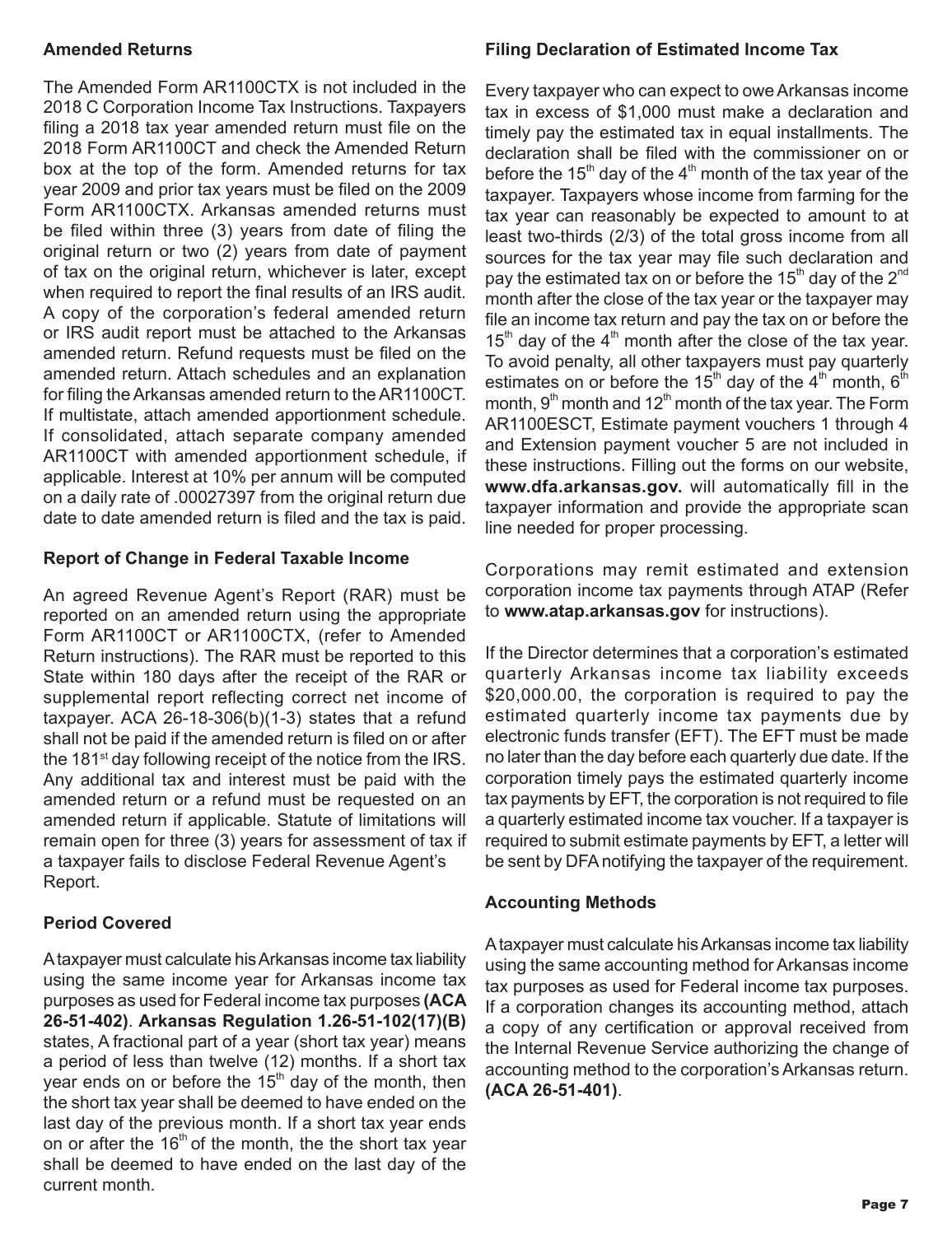## Amended Returns

The Amended Form AR1100CTX is not included in the 2018 C Corporation Income Tax Instructions. Taxpayers filing a 2018 tax year amended return must file on the 2018 Form AR1100CT and check the Amended Return box at the top of the form. Amended returns for tax year 2009 and prior tax years must be filed on the 2009 Form AR1100CTX. Arkansas amended returns must be filed within three (3) years from date of filing the original return or two (2) years from date of payment of tax on the original return, whichever is later, except when required to report the final results of an IRS audit. A copy of the corporation's federal amended return or IRS audit report must be attached to the Arkansas amended return. Refund requests must be filed on the amended return. Attach schedules and an explanation for filing the Arkansas amended return to the AR1100CT. If multistate, attach amended apportionment schedule. If consolidated, attach separate company amended AR1100CT with amended apportionment schedule, if applicable. Interest at 10% per annum will be computed on a daily rate of .00027397 from the original return due date to date amended return is filed and the tax is paid.

## Report of Change in Federal Taxable Income

An agreed Revenue Agent's Report (RAR) must be reported on an amended return using the appropriate Form AR1100CT or AR1100CTX, (refer to Amended Return instructions). The RAR must be reported to this State within 180 days after the receipt of the RAR or supplemental report reflecting correct net income of taxpayer. ACA 26-18-306(b)(1-3) states that a refund shall not be paid if the amended return is filed on or after the 181st day following receipt of the notice from the IRS. Any additional tax and interest must be paid with the amended return or a refund must be requested on an amended return if applicable. Statute of limitations will remain open for three (3) years for assessment of tax if a taxpayer fails to disclose Federal Revenue Agent's Report.

## Period Covered

A taxpayer must calculate his Arkansas income tax liability using the same income year for Arkansas income tax purposes as used for Federal income tax purposes **(ACA 26-51-402)**. **Arkansas Regulation 1.26-51-102(17)(B)** states, A fractional part of a year (short tax year) means a period of less than twelve (12) months. If a short tax year ends on or before the 15th day of the month, then the short tax year shall be deemed to have ended on the last day of the previous month. If a short tax year ends on or after the 16th of the month, the the short tax year shall be deemed to have ended on the last day of the current month.

## Filing Declaration of Estimated Income Tax

Every taxpayer who can expect to owe Arkansas income tax in excess of $1,000 must make a declaration and timely pay the estimated tax in equal installments. The declaration shall be filed with the commissioner on or before the 15th day of the 4th month of the tax year of the taxpayer. Taxpayers whose income from farming for the tax year can reasonably be expected to amount to at least two-thirds (2/3) of the total gross income from all sources for the tax year may file such declaration and pay the estimated tax on or before the 15th day of the 2nd month after the close of the tax year or the taxpayer may file an income tax return and pay the tax on or before the 15th day of the 4th month after the close of the tax year. To avoid penalty, all other taxpayers must pay quarterly estimates on or before the 15th day of the 4th month, 6th month, 9th month and 12th month of the tax year. The Form AR1100ESCT, Estimate payment vouchers 1 through 4 and Extension payment voucher 5 are not included in these instructions. Filling out the forms on our website, **www.dfa.arkansas.gov.** will automatically fill in the taxpayer information and provide the appropriate scan line needed for proper processing.

Corporations may remit estimated and extension corporation income tax payments through ATAP (Refer to **www.atap.arkansas.gov** for instructions).

If the Director determines that a corporation's estimated quarterly Arkansas income tax liability exceeds $20,000.00, the corporation is required to pay the estimated quarterly income tax payments due by electronic funds transfer (EFT). The EFT must be made no later than the day before each quarterly due date. If the corporation timely pays the estimated quarterly income tax payments by EFT, the corporation is not required to file a quarterly estimated income tax voucher. If a taxpayer is required to submit estimate payments by EFT, a letter will be sent by DFA notifying the taxpayer of the requirement.

## Accounting Methods

A taxpayer must calculate his Arkansas income tax liability using the same accounting method for Arkansas income tax purposes as used for Federal income tax purposes. If a corporation changes its accounting method, attach a copy of any certification or approval received from the Internal Revenue Service authorizing the change of accounting method to the corporation's Arkansas return. **(ACA 26-51-401)**.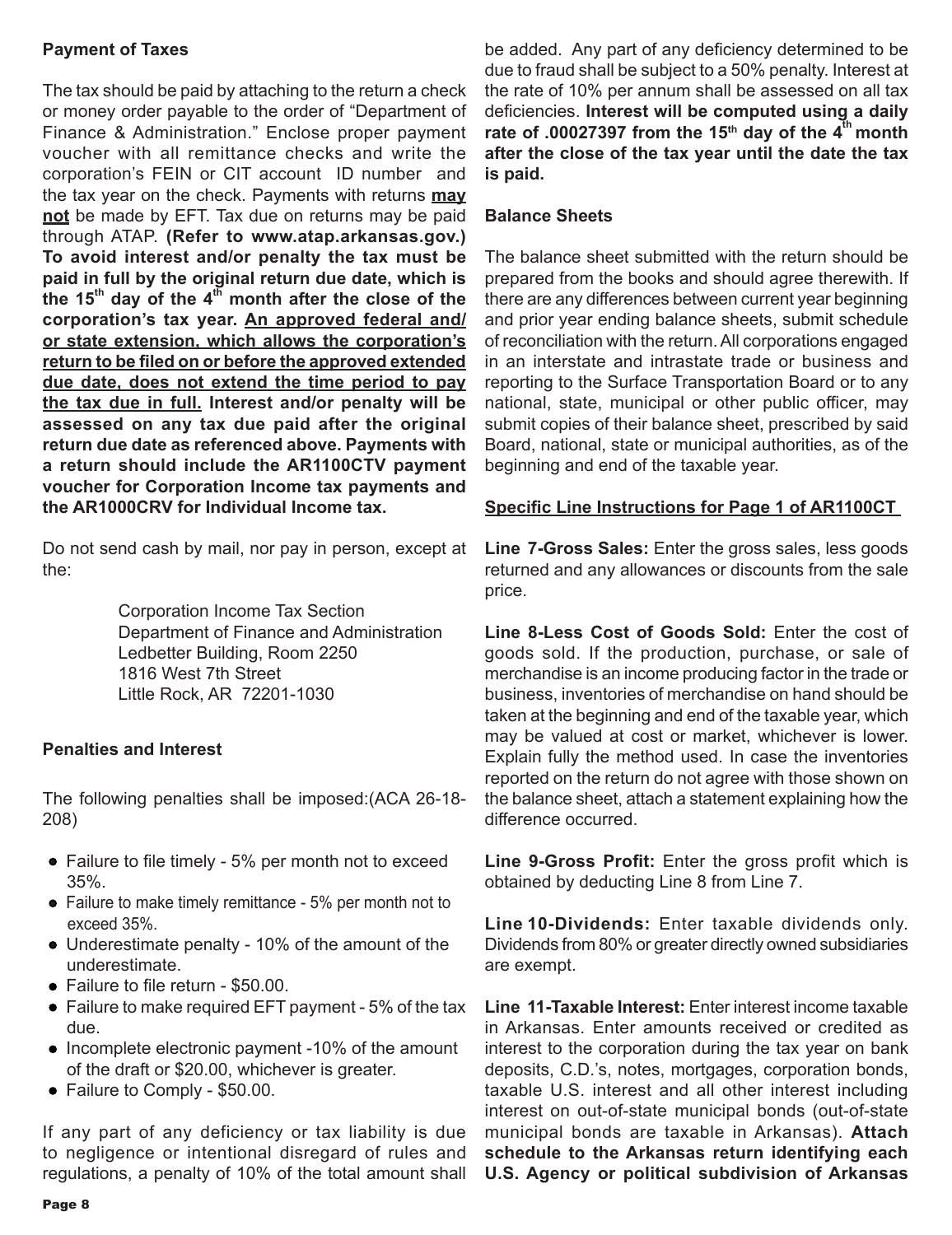**Payment of Taxes**

The tax should be paid by attaching to the return a check or money order payable to the order of "Department of Finance & Administration." Enclose proper payment voucher with all remittance checks and write the corporation's FEIN or CIT account ID number and the tax year on the check. Payments with returns **may not** be made by EFT. Tax due on returns may be paid through ATAP. **(Refer to www.atap.arkansas.gov.) To avoid interest and/or penalty the tax must be paid in full by the original return due date, which is the 15th day of the 4th month after the close of the corporation's tax year. An approved federal and/or state extension, which allows the corporation's return to be filed on or before the approved extended due date, does not extend the time period to pay the tax due in full. Interest and/or penalty will be assessed on any tax due paid after the original return due date as referenced above. Payments with a return should include the AR1100CTV payment voucher for Corporation Income tax payments and the AR1000CRV for Individual Income tax.**

Do not send cash by mail, nor pay in person, except at the:

Corporation Income Tax Section
Department of Finance and Administration
Ledbetter Building, Room 2250
1816 West 7th Street
Little Rock, AR 72201-1030

**Penalties and Interest**

The following penalties shall be imposed:(ACA 26-18-208)

- Failure to file timely - 5% per month not to exceed 35%.
- Failure to make timely remittance - 5% per month not to exceed 35%.
- Underestimate penalty - 10% of the amount of the underestimate.
- Failure to file return - $50.00.
- Failure to make required EFT payment - 5% of the tax due.
- Incomplete electronic payment -10% of the amount of the draft or $20.00, whichever is greater.
- Failure to Comply - $50.00.

If any part of any deficiency or tax liability is due to negligence or intentional disregard of rules and regulations, a penalty of 10% of the total amount shall be added. Any part of any deficiency determined to be due to fraud shall be subject to a 50% penalty. Interest at the rate of 10% per annum shall be assessed on all tax deficiencies. **Interest will be computed using a daily rate of .00027397 from the 15th day of the 4th month after the close of the tax year until the date the tax is paid.**

**Balance Sheets**

The balance sheet submitted with the return should be prepared from the books and should agree therewith. If there are any differences between current year beginning and prior year ending balance sheets, submit schedule of reconciliation with the return. All corporations engaged in an interstate and intrastate trade or business and reporting to the Surface Transportation Board or to any national, state, municipal or other public officer, may submit copies of their balance sheet, prescribed by said Board, national, state or municipal authorities, as of the beginning and end of the taxable year.

**Specific Line Instructions for Page 1 of AR1100CT**

**Line 7-Gross Sales:** Enter the gross sales, less goods returned and any allowances or discounts from the sale price.

**Line 8-Less Cost of Goods Sold:** Enter the cost of goods sold. If the production, purchase, or sale of merchandise is an income producing factor in the trade or business, inventories of merchandise on hand should be taken at the beginning and end of the taxable year, which may be valued at cost or market, whichever is lower. Explain fully the method used. In case the inventories reported on the return do not agree with those shown on the balance sheet, attach a statement explaining how the difference occurred.

**Line 9-Gross Profit:** Enter the gross profit which is obtained by deducting Line 8 from Line 7.

**Line 10-Dividends:** Enter taxable dividends only. Dividends from 80% or greater directly owned subsidiaries are exempt.

**Line 11-Taxable Interest:** Enter interest income taxable in Arkansas. Enter amounts received or credited as interest to the corporation during the tax year on bank deposits, C.D.'s, notes, mortgages, corporation bonds, taxable U.S. interest and all other interest including interest on out-of-state municipal bonds (out-of-state municipal bonds are taxable in Arkansas). **Attach schedule to the Arkansas return identifying each U.S. Agency or political subdivision of Arkansas**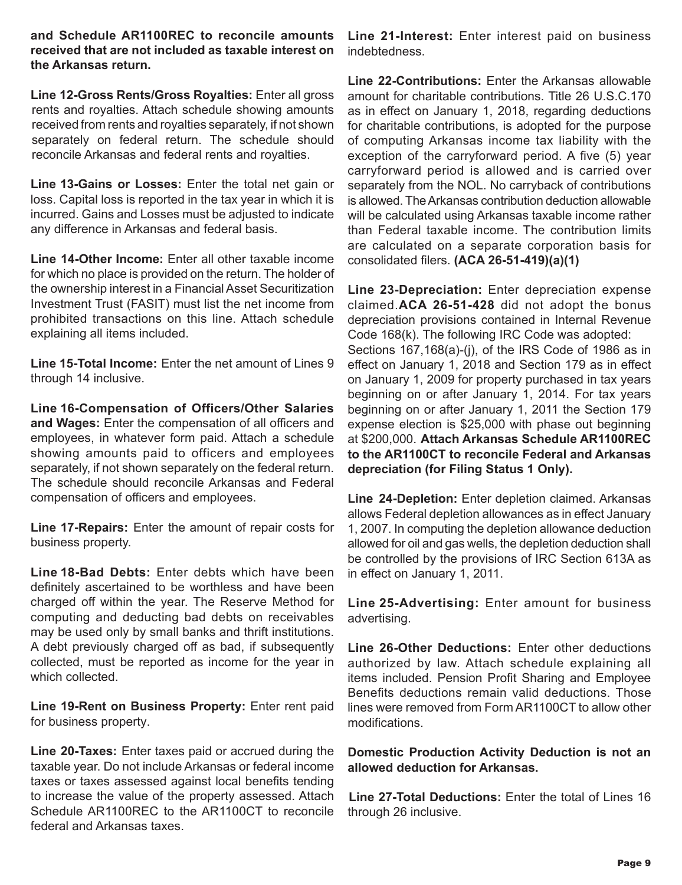**and Schedule AR1100REC to reconcile amounts received that are not included as taxable interest on the Arkansas return.**

**Line 12-Gross Rents/Gross Royalties:** Enter all gross rents and royalties. Attach schedule showing amounts received from rents and royalties separately, if not shown separately on federal return. The schedule should reconcile Arkansas and federal rents and royalties.

**Line 13-Gains or Losses:** Enter the total net gain or loss. Capital loss is reported in the tax year in which it is incurred. Gains and Losses must be adjusted to indicate any difference in Arkansas and federal basis.

**Line 14-Other Income:** Enter all other taxable income for which no place is provided on the return. The holder of the ownership interest in a Financial Asset Securitization Investment Trust (FASIT) must list the net income from prohibited transactions on this line. Attach schedule explaining all items included.

**Line 15-Total Income:** Enter the net amount of Lines 9 through 14 inclusive.

**Line 16-Compensation of Officers/Other Salaries and Wages:** Enter the compensation of all officers and employees, in whatever form paid. Attach a schedule showing amounts paid to officers and employees separately, if not shown separately on the federal return. The schedule should reconcile Arkansas and Federal compensation of officers and employees.

**Line 17-Repairs:** Enter the amount of repair costs for business property.

**Line 18-Bad Debts:** Enter debts which have been definitely ascertained to be worthless and have been charged off within the year. The Reserve Method for computing and deducting bad debts on receivables may be used only by small banks and thrift institutions. A debt previously charged off as bad, if subsequently collected, must be reported as income for the year in which collected.

**Line 19-Rent on Business Property:** Enter rent paid for business property.

**Line 20-Taxes:** Enter taxes paid or accrued during the taxable year. Do not include Arkansas or federal income taxes or taxes assessed against local benefits tending to increase the value of the property assessed. Attach Schedule AR1100REC to the AR1100CT to reconcile federal and Arkansas taxes.

**Line 21-Interest:** Enter interest paid on business indebtedness.

**Line 22-Contributions:** Enter the Arkansas allowable amount for charitable contributions. Title 26 U.S.C.170 as in effect on January 1, 2018, regarding deductions for charitable contributions, is adopted for the purpose of computing Arkansas income tax liability with the exception of the carryforward period. A five (5) year carryforward period is allowed and is carried over separately from the NOL. No carryback of contributions is allowed. The Arkansas contribution deduction allowable will be calculated using Arkansas taxable income rather than Federal taxable income. The contribution limits are calculated on a separate corporation basis for consolidated filers. **(ACA 26-51-419)(a)(1)**

**Line 23-Depreciation:** Enter depreciation expense claimed. **ACA 26-51-428** did not adopt the bonus depreciation provisions contained in Internal Revenue Code 168(k). The following IRC Code was adopted: Sections 167,168(a)-(j), of the IRS Code of 1986 as in effect on January 1, 2018 and Section 179 as in effect on January 1, 2009 for property purchased in tax years beginning on or after January 1, 2014. For tax years beginning on or after January 1, 2011 the Section 179 expense election is $25,000 with phase out beginning at $200,000. **Attach Arkansas Schedule AR1100REC to the AR1100CT to reconcile Federal and Arkansas depreciation (for Filing Status 1 Only).**

**Line 24-Depletion:** Enter depletion claimed. Arkansas allows Federal depletion allowances as in effect January 1, 2007. In computing the depletion allowance deduction allowed for oil and gas wells, the depletion deduction shall be controlled by the provisions of IRC Section 613A as in effect on January 1, 2011.

**Line 25-Advertising:** Enter amount for business advertising.

**Line 26-Other Deductions:** Enter other deductions authorized by law. Attach schedule explaining all items included. Pension Profit Sharing and Employee Benefits deductions remain valid deductions. Those lines were removed from Form AR1100CT to allow other modifications.

**Domestic Production Activity Deduction is not an allowed deduction for Arkansas.**

**Line 27-Total Deductions:** Enter the total of Lines 16 through 26 inclusive.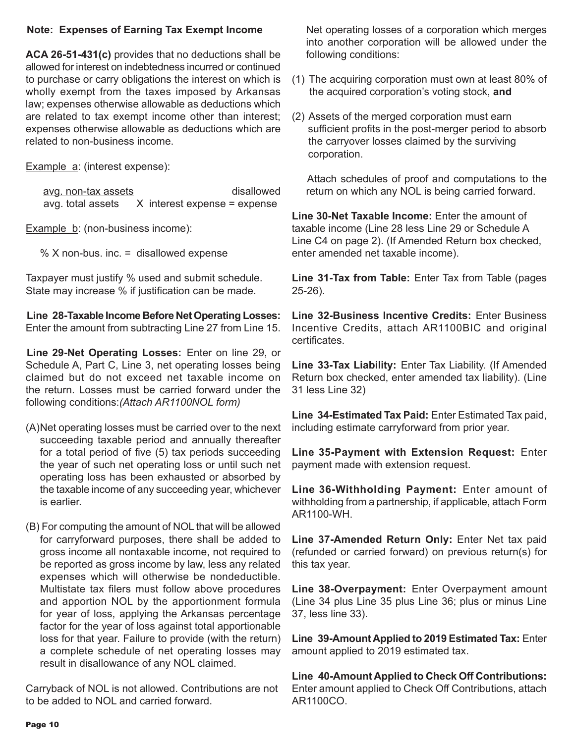**Note: Expenses of Earning Tax Exempt Income**

**ACA 26-51-431(c)** provides that no deductions shall be allowed for interest on indebtedness incurred or continued to purchase or carry obligations the interest on which is wholly exempt from the taxes imposed by Arkansas law; expenses otherwise allowable as deductions which are related to tax exempt income other than interest; expenses otherwise allowable as deductions which are related to non-business income.

Example a: (interest expense):

$$\frac{\text{avg. non-tax assets}}{\text{avg. total assets}} \times \text{interest expense} = \text{disallowed expense}$$

Example b: (non-business income):

% X non-bus. inc. = disallowed expense

Taxpayer must justify % used and submit schedule. State may increase % if justification can be made.

**Line 28-Taxable Income Before Net Operating Losses:** Enter the amount from subtracting Line 27 from Line 15.

**Line 29-Net Operating Losses:** Enter on line 29, or Schedule A, Part C, Line 3, net operating losses being claimed but do not exceed net taxable income on the return. Losses must be carried forward under the following conditions:*(Attach AR1100NOL form)*

(A) Net operating losses must be carried over to the next succeeding taxable period and annually thereafter for a total period of five (5) tax periods succeeding the year of such net operating loss or until such net operating loss has been exhausted or absorbed by the taxable income of any succeeding year, whichever is earlier.

(B) For computing the amount of NOL that will be allowed for carryforward purposes, there shall be added to gross income all nontaxable income, not required to be reported as gross income by law, less any related expenses which will otherwise be nondeductible. Multistate tax filers must follow above procedures and apportion NOL by the apportionment formula for year of loss, applying the Arkansas percentage factor for the year of loss against total apportionable loss for that year. Failure to provide (with the return) a complete schedule of net operating losses may result in disallowance of any NOL claimed.

Carryback of NOL is not allowed. Contributions are not to be added to NOL and carried forward.

Net operating losses of a corporation which merges into another corporation will be allowed under the following conditions:

(1) The acquiring corporation must own at least 80% of the acquired corporation's voting stock, **and**

(2) Assets of the merged corporation must earn sufficient profits in the post-merger period to absorb the carryover losses claimed by the surviving corporation.

Attach schedules of proof and computations to the return on which any NOL is being carried forward.

**Line 30-Net Taxable Income:** Enter the amount of taxable income (Line 28 less Line 29 or Schedule A Line C4 on page 2). (If Amended Return box checked, enter amended net taxable income).

**Line 31-Tax from Table:** Enter Tax from Table (pages 25-26).

**Line 32-Business Incentive Credits:** Enter Business Incentive Credits, attach AR1100BIC and original certificates.

**Line 33-Tax Liability:** Enter Tax Liability. (If Amended Return box checked, enter amended tax liability). (Line 31 less Line 32)

**Line 34-Estimated Tax Paid:** Enter Estimated Tax paid, including estimate carryforward from prior year.

**Line 35-Payment with Extension Request:** Enter payment made with extension request.

**Line 36-Withholding Payment:** Enter amount of withholding from a partnership, if applicable, attach Form AR1100-WH.

**Line 37-Amended Return Only:** Enter Net tax paid (refunded or carried forward) on previous return(s) for this tax year.

**Line 38-Overpayment:** Enter Overpayment amount (Line 34 plus Line 35 plus Line 36; plus or minus Line 37, less line 33).

**Line 39-Amount Applied to 2019 Estimated Tax:** Enter amount applied to 2019 estimated tax.

**Line 40-Amount Applied to Check Off Contributions:** Enter amount applied to Check Off Contributions, attach AR1100CO.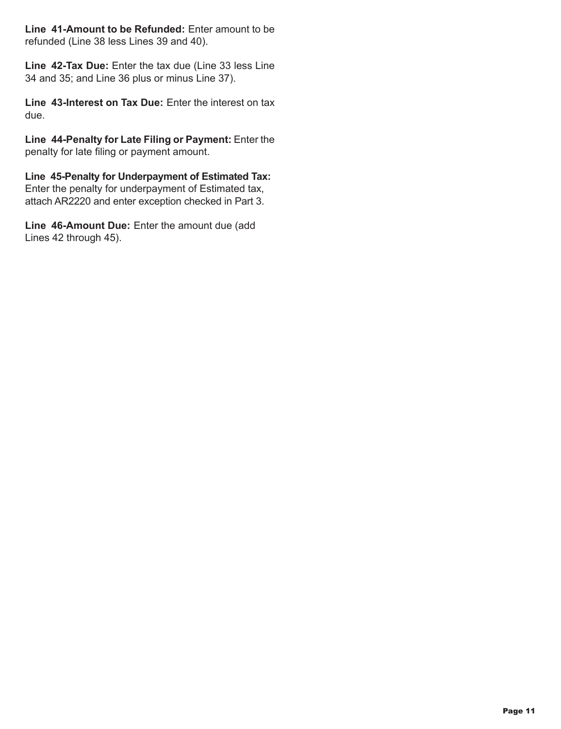**Line 41-Amount to be Refunded:** Enter amount to be refunded (Line 38 less Lines 39 and 40).

**Line 42-Tax Due:** Enter the tax due (Line 33 less Line 34 and 35; and Line 36 plus or minus Line 37).

**Line 43-Interest on Tax Due:** Enter the interest on tax due.

**Line 44-Penalty for Late Filing or Payment:** Enter the penalty for late filing or payment amount.

**Line 45-Penalty for Underpayment of Estimated Tax:** Enter the penalty for underpayment of Estimated tax, attach AR2220 and enter exception checked in Part 3.

**Line 46-Amount Due:** Enter the amount due (add Lines 42 through 45).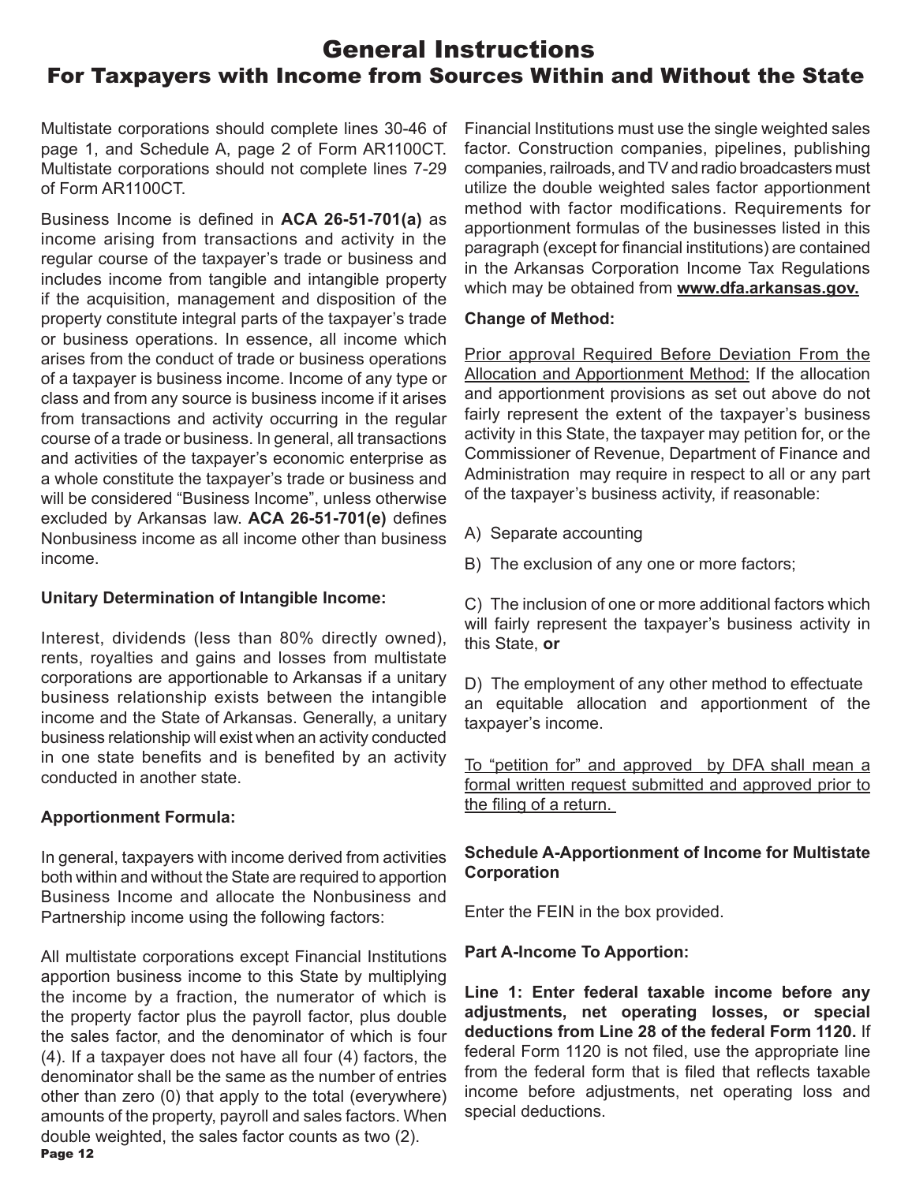# General Instructions

## For Taxpayers with Income from Sources Within and Without the State

Multistate corporations should complete lines 30-46 of page 1, and Schedule A, page 2 of Form AR1100CT. Multistate corporations should not complete lines 7-29 of Form AR1100CT.

Business Income is defined in **ACA 26-51-701(a)** as income arising from transactions and activity in the regular course of the taxpayer's trade or business and includes income from tangible and intangible property if the acquisition, management and disposition of the property constitute integral parts of the taxpayer's trade or business operations. In essence, all income which arises from the conduct of trade or business operations of a taxpayer is business income. Income of any type or class and from any source is business income if it arises from transactions and activity occurring in the regular course of a trade or business. In general, all transactions and activities of the taxpayer's economic enterprise as a whole constitute the taxpayer's trade or business and will be considered "Business Income", unless otherwise excluded by Arkansas law. **ACA 26-51-701(e)** defines Nonbusiness income as all income other than business income.

**Unitary Determination of Intangible Income:**

Interest, dividends (less than 80% directly owned), rents, royalties and gains and losses from multistate corporations are apportionable to Arkansas if a unitary business relationship exists between the intangible income and the State of Arkansas. Generally, a unitary business relationship will exist when an activity conducted in one state benefits and is benefited by an activity conducted in another state.

**Apportionment Formula:**

In general, taxpayers with income derived from activities both within and without the State are required to apportion Business Income and allocate the Nonbusiness and Partnership income using the following factors:

All multistate corporations except Financial Institutions apportion business income to this State by multiplying the income by a fraction, the numerator of which is the property factor plus the payroll factor, plus double the sales factor, and the denominator of which is four (4). If a taxpayer does not have all four (4) factors, the denominator shall be the same as the number of entries other than zero (0) that apply to the total (everywhere) amounts of the property, payroll and sales factors. When double weighted, the sales factor counts as two (2).

Financial Institutions must use the single weighted sales factor. Construction companies, pipelines, publishing companies, railroads, and TV and radio broadcasters must utilize the double weighted sales factor apportionment method with factor modifications. Requirements for apportionment formulas of the businesses listed in this paragraph (except for financial institutions) are contained in the Arkansas Corporation Income Tax Regulations which may be obtained from **www.dfa.arkansas.gov.**

**Change of Method:**

Prior approval Required Before Deviation From the Allocation and Apportionment Method: If the allocation and apportionment provisions as set out above do not fairly represent the extent of the taxpayer's business activity in this State, the taxpayer may petition for, or the Commissioner of Revenue, Department of Finance and Administration may require in respect to all or any part of the taxpayer's business activity, if reasonable:

A) Separate accounting

B) The exclusion of any one or more factors;

C) The inclusion of one or more additional factors which will fairly represent the taxpayer's business activity in this State, **or**

D) The employment of any other method to effectuate an equitable allocation and apportionment of the taxpayer's income.

To "petition for" and approved by DFA shall mean a formal written request submitted and approved prior to the filing of a return.

**Schedule A-Apportionment of Income for Multistate Corporation**

Enter the FEIN in the box provided.

**Part A-Income To Apportion:**

**Line 1: Enter federal taxable income before any adjustments, net operating losses, or special deductions from Line 28 of the federal Form 1120.** If federal Form 1120 is not filed, use the appropriate line from the federal form that is filed that reflects taxable income before adjustments, net operating loss and special deductions.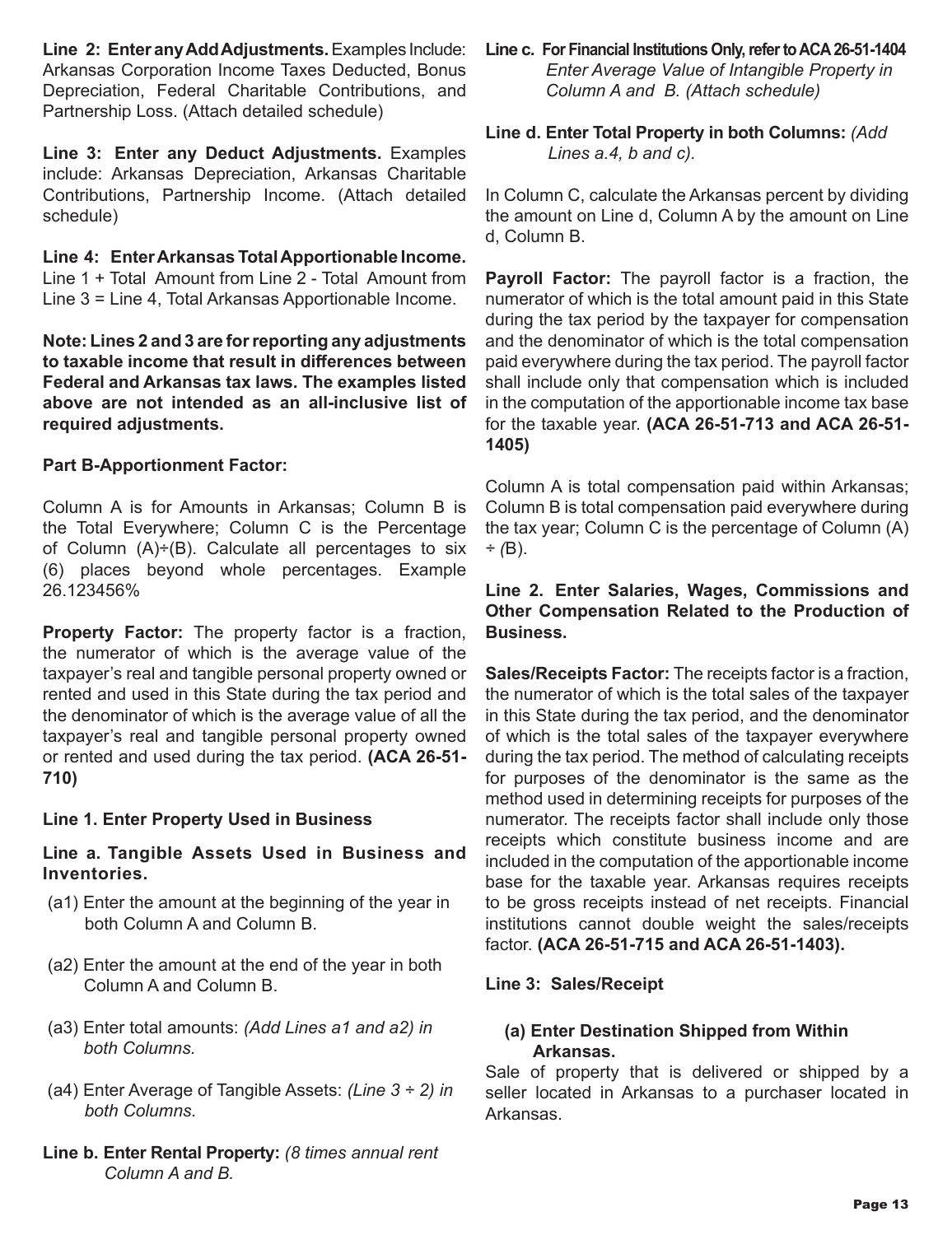**Line 2: Enter any Add Adjustments.** Examples Include: Arkansas Corporation Income Taxes Deducted, Bonus Depreciation, Federal Charitable Contributions, and Partnership Loss. (Attach detailed schedule)

**Line 3: Enter any Deduct Adjustments.** Examples include: Arkansas Depreciation, Arkansas Charitable Contributions, Partnership Income. (Attach detailed schedule)

**Line 4: Enter Arkansas Total Apportionable Income.** Line 1 + Total Amount from Line 2 - Total Amount from Line 3 = Line 4, Total Arkansas Apportionable Income.

**Note: Lines 2 and 3 are for reporting any adjustments to taxable income that result in differences between Federal and Arkansas tax laws. The examples listed above are not intended as an all-inclusive list of required adjustments.**

**Part B-Apportionment Factor:**

Column A is for Amounts in Arkansas; Column B is the Total Everywhere; Column C is the Percentage of Column (A)÷(B). Calculate all percentages to six (6) places beyond whole percentages. Example 26.123456%

**Property Factor:** The property factor is a fraction, the numerator of which is the average value of the taxpayer's real and tangible personal property owned or rented and used in this State during the tax period and the denominator of which is the average value of all the taxpayer's real and tangible personal property owned or rented and used during the tax period. **(ACA 26-51-710)**

**Line 1. Enter Property Used in Business**

**Line a. Tangible Assets Used in Business and Inventories.**

(a1) Enter the amount at the beginning of the year in both Column A and Column B.

(a2) Enter the amount at the end of the year in both Column A and Column B.

(a3) Enter total amounts: *(Add Lines a1 and a2) in both Columns.*

(a4) Enter Average of Tangible Assets: *(Line 3 ÷ 2) in both Columns.*

**Line b. Enter Rental Property:** *(8 times annual rent Column A and B.*

**Line c. For Financial Institutions Only, refer to ACA 26-51-1404** *Enter Average Value of Intangible Property in Column A and B. (Attach schedule)*

**Line d. Enter Total Property in both Columns:** *(Add Lines a.4, b and c).*

In Column C, calculate the Arkansas percent by dividing the amount on Line d, Column A by the amount on Line d, Column B.

**Payroll Factor:** The payroll factor is a fraction, the numerator of which is the total amount paid in this State during the tax period by the taxpayer for compensation and the denominator of which is the total compensation paid everywhere during the tax period. The payroll factor shall include only that compensation which is included in the computation of the apportionable income tax base for the taxable year. **(ACA 26-51-713 and ACA 26-51-1405)**

Column A is total compensation paid within Arkansas; Column B is total compensation paid everywhere during the tax year; Column C is the percentage of Column (A) ÷ *(*B).

**Line 2. Enter Salaries, Wages, Commissions and Other Compensation Related to the Production of Business.**

**Sales/Receipts Factor:** The receipts factor is a fraction, the numerator of which is the total sales of the taxpayer in this State during the tax period, and the denominator of which is the total sales of the taxpayer everywhere during the tax period. The method of calculating receipts for purposes of the denominator is the same as the method used in determining receipts for purposes of the numerator. The receipts factor shall include only those receipts which constitute business income and are included in the computation of the apportionable income base for the taxable year. Arkansas requires receipts to be gross receipts instead of net receipts. Financial institutions cannot double weight the sales/receipts factor. **(ACA 26-51-715 and ACA 26-51-1403).**

**Line 3: Sales/Receipt**

**(a) Enter Destination Shipped from Within Arkansas.**

Sale of property that is delivered or shipped by a seller located in Arkansas to a purchaser located in Arkansas.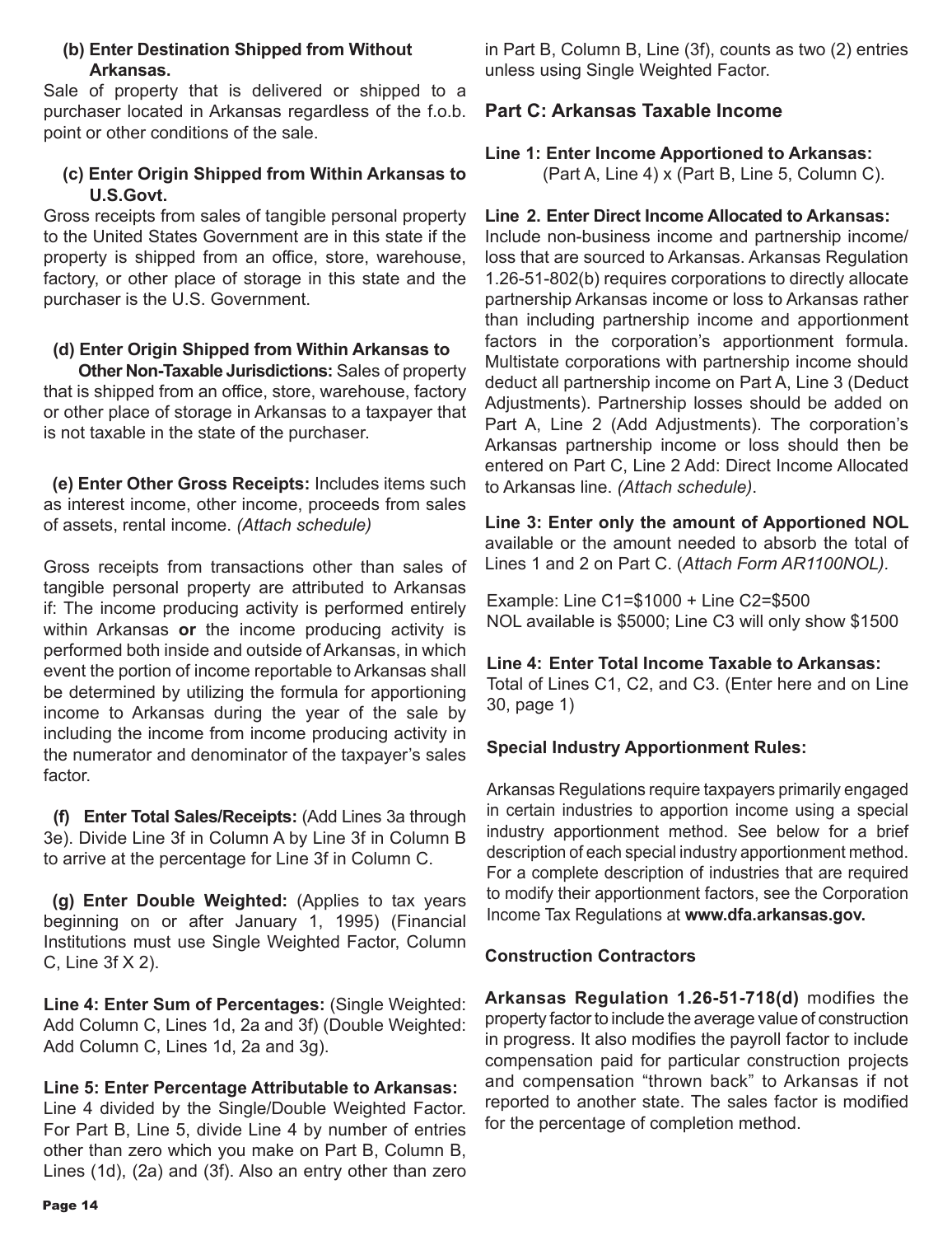**(b) Enter Destination Shipped from Without Arkansas.**

Sale of property that is delivered or shipped to a purchaser located in Arkansas regardless of the f.o.b. point or other conditions of the sale.

**(c) Enter Origin Shipped from Within Arkansas to U.S.Govt.**

Gross receipts from sales of tangible personal property to the United States Government are in this state if the property is shipped from an office, store, warehouse, factory, or other place of storage in this state and the purchaser is the U.S. Government.

**(d) Enter Origin Shipped from Within Arkansas to Other Non-Taxable Jurisdictions:** Sales of property that is shipped from an office, store, warehouse, factory or other place of storage in Arkansas to a taxpayer that is not taxable in the state of the purchaser.

**(e) Enter Other Gross Receipts:** Includes items such as interest income, other income, proceeds from sales of assets, rental income. *(Attach schedule)*

Gross receipts from transactions other than sales of tangible personal property are attributed to Arkansas if: The income producing activity is performed entirely within Arkansas **or** the income producing activity is performed both inside and outside of Arkansas, in which event the portion of income reportable to Arkansas shall be determined by utilizing the formula for apportioning income to Arkansas during the year of the sale by including the income from income producing activity in the numerator and denominator of the taxpayer's sales factor.

**(f) Enter Total Sales/Receipts:** (Add Lines 3a through 3e). Divide Line 3f in Column A by Line 3f in Column B to arrive at the percentage for Line 3f in Column C.

**(g) Enter Double Weighted:** (Applies to tax years beginning on or after January 1, 1995) (Financial Institutions must use Single Weighted Factor, Column C, Line 3f X 2).

**Line 4: Enter Sum of Percentages:** (Single Weighted: Add Column C, Lines 1d, 2a and 3f) (Double Weighted: Add Column C, Lines 1d, 2a and 3g).

**Line 5: Enter Percentage Attributable to Arkansas:**
Line 4 divided by the Single/Double Weighted Factor. For Part B, Line 5, divide Line 4 by number of entries other than zero which you make on Part B, Column B, Lines (1d), (2a) and (3f). Also an entry other than zero in Part B, Column B, Line (3f), counts as two (2) entries unless using Single Weighted Factor.

## Part C: Arkansas Taxable Income

**Line 1: Enter Income Apportioned to Arkansas:**
(Part A, Line 4) x (Part B, Line 5, Column C).

**Line 2. Enter Direct Income Allocated to Arkansas:**
Include non-business income and partnership income/loss that are sourced to Arkansas. Arkansas Regulation 1.26-51-802(b) requires corporations to directly allocate partnership Arkansas income or loss to Arkansas rather than including partnership income and apportionment factors in the corporation's apportionment formula. Multistate corporations with partnership income should deduct all partnership income on Part A, Line 3 (Deduct Adjustments). Partnership losses should be added on Part A, Line 2 (Add Adjustments). The corporation's Arkansas partnership income or loss should then be entered on Part C, Line 2 Add: Direct Income Allocated to Arkansas line. *(Attach schedule)*.

**Line 3: Enter only the amount of Apportioned NOL** available or the amount needed to absorb the total of Lines 1 and 2 on Part C. (*Attach Form AR1100NOL).*

Example: Line C1=$1000 + Line C2=$500
NOL available is $5000; Line C3 will only show $1500

**Line 4: Enter Total Income Taxable to Arkansas:**
Total of Lines C1, C2, and C3. (Enter here and on Line 30, page 1)

### Special Industry Apportionment Rules:

Arkansas Regulations require taxpayers primarily engaged in certain industries to apportion income using a special industry apportionment method. See below for a brief description of each special industry apportionment method. For a complete description of industries that are required to modify their apportionment factors, see the Corporation Income Tax Regulations at **www.dfa.arkansas.gov.**

### Construction Contractors

**Arkansas Regulation 1.26-51-718(d)** modifies the property factor to include the average value of construction in progress. It also modifies the payroll factor to include compensation paid for particular construction projects and compensation "thrown back" to Arkansas if not reported to another state. The sales factor is modified for the percentage of completion method.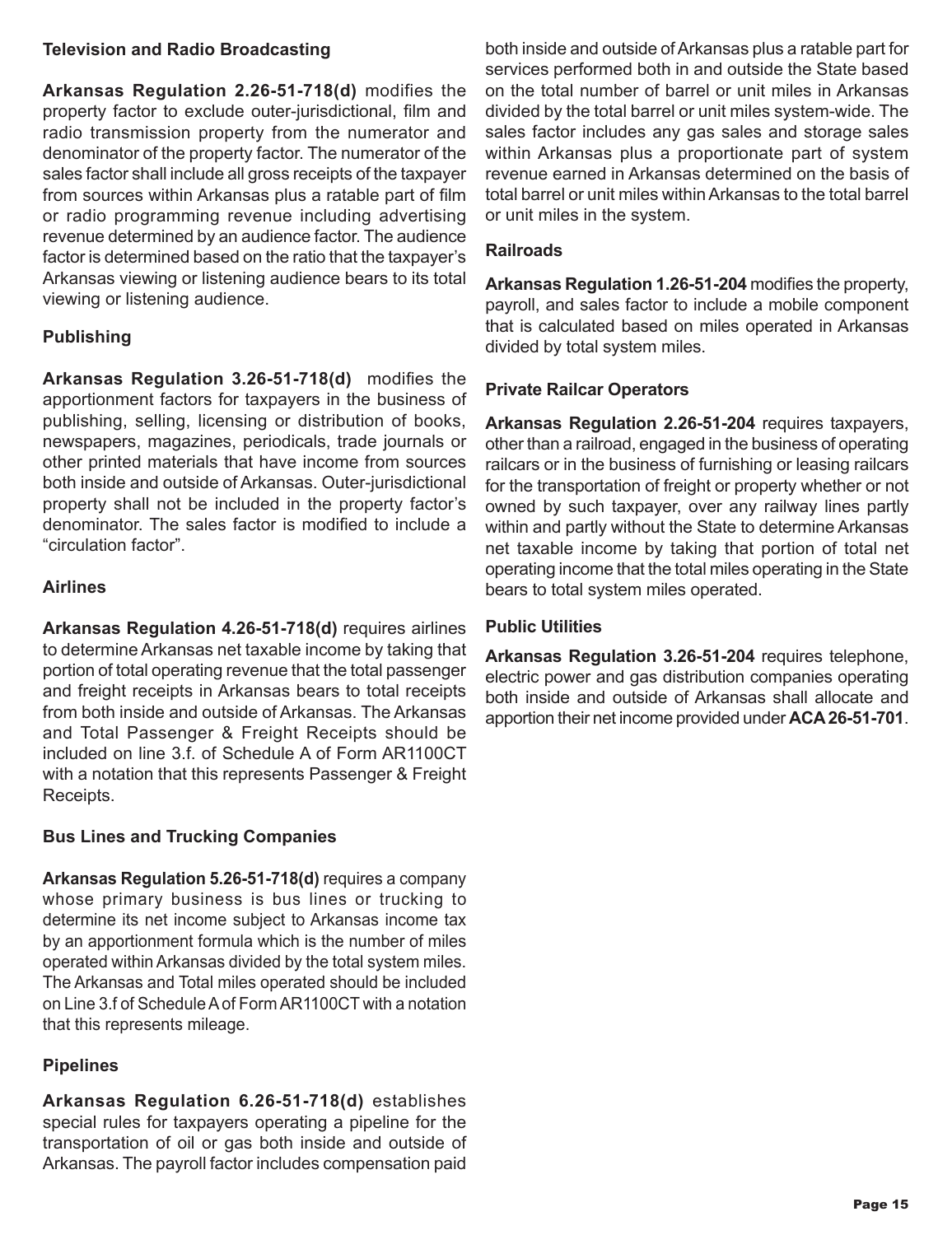### Television and Radio Broadcasting

**Arkansas Regulation 2.26-51-718(d)** modifies the property factor to exclude outer-jurisdictional, film and radio transmission property from the numerator and denominator of the property factor. The numerator of the sales factor shall include all gross receipts of the taxpayer from sources within Arkansas plus a ratable part of film or radio programming revenue including advertising revenue determined by an audience factor. The audience factor is determined based on the ratio that the taxpayer's Arkansas viewing or listening audience bears to its total viewing or listening audience.

### Publishing

**Arkansas Regulation 3.26-51-718(d)** modifies the apportionment factors for taxpayers in the business of publishing, selling, licensing or distribution of books, newspapers, magazines, periodicals, trade journals or other printed materials that have income from sources both inside and outside of Arkansas. Outer-jurisdictional property shall not be included in the property factor's denominator. The sales factor is modified to include a "circulation factor".

### Airlines

**Arkansas Regulation 4.26-51-718(d)** requires airlines to determine Arkansas net taxable income by taking that portion of total operating revenue that the total passenger and freight receipts in Arkansas bears to total receipts from both inside and outside of Arkansas. The Arkansas and Total Passenger & Freight Receipts should be included on line 3.f. of Schedule A of Form AR1100CT with a notation that this represents Passenger & Freight Receipts.

### Bus Lines and Trucking Companies

**Arkansas Regulation 5.26-51-718(d)** requires a company whose primary business is bus lines or trucking to determine its net income subject to Arkansas income tax by an apportionment formula which is the number of miles operated within Arkansas divided by the total system miles. The Arkansas and Total miles operated should be included on Line 3.f of Schedule A of Form AR1100CT with a notation that this represents mileage.

### Pipelines

**Arkansas Regulation 6.26-51-718(d)** establishes special rules for taxpayers operating a pipeline for the transportation of oil or gas both inside and outside of Arkansas. The payroll factor includes compensation paid both inside and outside of Arkansas plus a ratable part for services performed both in and outside the State based on the total number of barrel or unit miles in Arkansas divided by the total barrel or unit miles system-wide. The sales factor includes any gas sales and storage sales within Arkansas plus a proportionate part of system revenue earned in Arkansas determined on the basis of total barrel or unit miles within Arkansas to the total barrel or unit miles in the system.

### Railroads

**Arkansas Regulation 1.26-51-204** modifies the property, payroll, and sales factor to include a mobile component that is calculated based on miles operated in Arkansas divided by total system miles.

### Private Railcar Operators

**Arkansas Regulation 2.26-51-204** requires taxpayers, other than a railroad, engaged in the business of operating railcars or in the business of furnishing or leasing railcars for the transportation of freight or property whether or not owned by such taxpayer, over any railway lines partly within and partly without the State to determine Arkansas net taxable income by taking that portion of total net operating income that the total miles operating in the State bears to total system miles operated.

### Public Utilities

**Arkansas Regulation 3.26-51-204** requires telephone, electric power and gas distribution companies operating both inside and outside of Arkansas shall allocate and apportion their net income provided under **ACA 26-51-701**.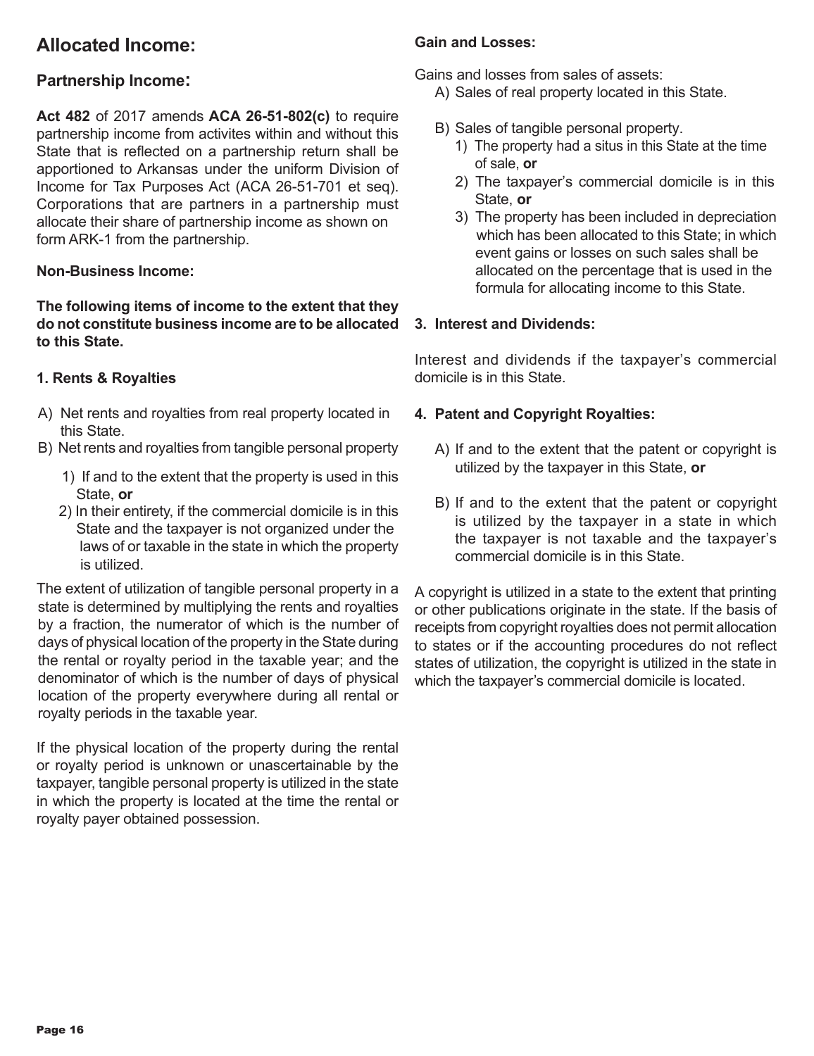## Allocated Income:

### Partnership Income:

**Act 482** of 2017 amends **ACA 26-51-802(c)** to require partnership income from activites within and without this State that is reflected on a partnership return shall be apportioned to Arkansas under the uniform Division of Income for Tax Purposes Act (ACA 26-51-701 et seq). Corporations that are partners in a partnership must allocate their share of partnership income as shown on form ARK-1 from the partnership.

**Non-Business Income:**

**The following items of income to the extent that they do not constitute business income are to be allocated to this State.**

**1. Rents & Royalties**

A) Net rents and royalties from real property located in this State.

B) Net rents and royalties from tangible personal property

1) If and to the extent that the property is used in this State, **or**

2) In their entirety, if the commercial domicile is in this State and the taxpayer is not organized under the laws of or taxable in the state in which the property is utilized.

The extent of utilization of tangible personal property in a state is determined by multiplying the rents and royalties by a fraction, the numerator of which is the number of days of physical location of the property in the State during the rental or royalty period in the taxable year; and the denominator of which is the number of days of physical location of the property everywhere during all rental or royalty periods in the taxable year.

If the physical location of the property during the rental or royalty period is unknown or unascertainable by the taxpayer, tangible personal property is utilized in the state in which the property is located at the time the rental or royalty payer obtained possession.

**Gain and Losses:**

Gains and losses from sales of assets:

A) Sales of real property located in this State.

B) Sales of tangible personal property.

1) The property had a situs in this State at the time of sale, **or**

2) The taxpayer's commercial domicile is in this State, **or**

3) The property has been included in depreciation which has been allocated to this State; in which event gains or losses on such sales shall be allocated on the percentage that is used in the formula for allocating income to this State.

**3. Interest and Dividends:**

Interest and dividends if the taxpayer's commercial domicile is in this State.

**4. Patent and Copyright Royalties:**

A) If and to the extent that the patent or copyright is utilized by the taxpayer in this State, **or**

B) If and to the extent that the patent or copyright is utilized by the taxpayer in a state in which the taxpayer is not taxable and the taxpayer's commercial domicile is in this State.

A copyright is utilized in a state to the extent that printing or other publications originate in the state. If the basis of receipts from copyright royalties does not permit allocation to states or if the accounting procedures do not reflect states of utilization, the copyright is utilized in the state in which the taxpayer's commercial domicile is located.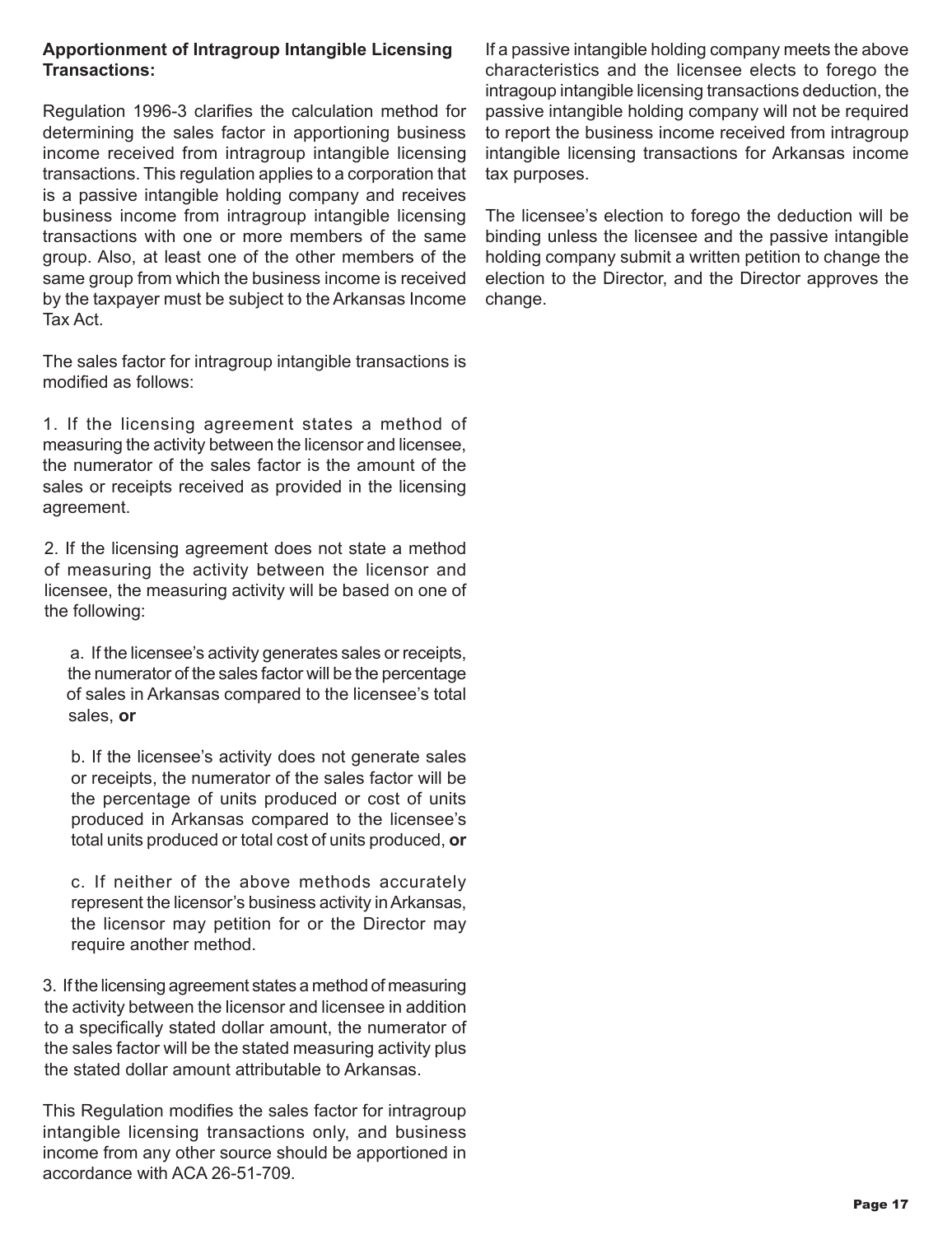**Apportionment of Intragroup Intangible Licensing Transactions:**

Regulation 1996-3 clarifies the calculation method for determining the sales factor in apportioning business income received from intragroup intangible licensing transactions. This regulation applies to a corporation that is a passive intangible holding company and receives business income from intragroup intangible licensing transactions with one or more members of the same group. Also, at least one of the other members of the same group from which the business income is received by the taxpayer must be subject to the Arkansas Income Tax Act.

The sales factor for intragroup intangible transactions is modified as follows:

1. If the licensing agreement states a method of measuring the activity between the licensor and licensee, the numerator of the sales factor is the amount of the sales or receipts received as provided in the licensing agreement.

2. If the licensing agreement does not state a method of measuring the activity between the licensor and licensee, the measuring activity will be based on one of the following:

   a. If the licensee's activity generates sales or receipts, the numerator of the sales factor will be the percentage of sales in Arkansas compared to the licensee's total sales, **or**

   b. If the licensee's activity does not generate sales or receipts, the numerator of the sales factor will be the percentage of units produced or cost of units produced in Arkansas compared to the licensee's total units produced or total cost of units produced, **or**

   c. If neither of the above methods accurately represent the licensor's business activity in Arkansas, the licensor may petition for or the Director may require another method.

3. If the licensing agreement states a method of measuring the activity between the licensor and licensee in addition to a specifically stated dollar amount, the numerator of the sales factor will be the stated measuring activity plus the stated dollar amount attributable to Arkansas.

This Regulation modifies the sales factor for intragroup intangible licensing transactions only, and business income from any other source should be apportioned in accordance with ACA 26-51-709.

If a passive intangible holding company meets the above characteristics and the licensee elects to forego the intragoup intangible licensing transactions deduction, the passive intangible holding company will not be required to report the business income received from intragroup intangible licensing transactions for Arkansas income tax purposes.

The licensee's election to forego the deduction will be binding unless the licensee and the passive intangible holding company submit a written petition to change the election to the Director, and the Director approves the change.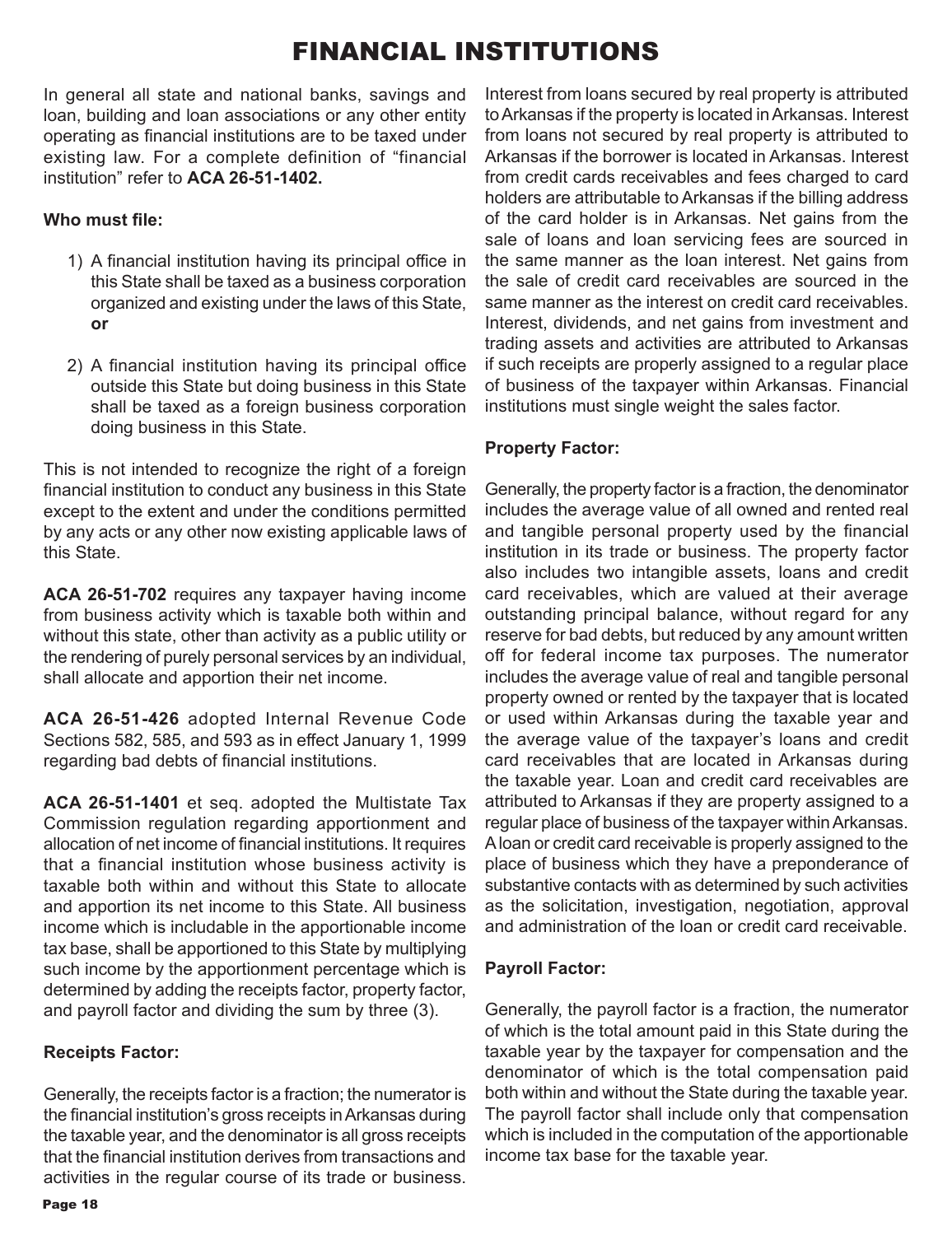# FINANCIAL INSTITUTIONS

In general all state and national banks, savings and loan, building and loan associations or any other entity operating as financial institutions are to be taxed under existing law. For a complete definition of "financial institution" refer to **ACA 26-51-1402.**

**Who must file:**

1) A financial institution having its principal office in this State shall be taxed as a business corporation organized and existing under the laws of this State, **or**

2) A financial institution having its principal office outside this State but doing business in this State shall be taxed as a foreign business corporation doing business in this State.

This is not intended to recognize the right of a foreign financial institution to conduct any business in this State except to the extent and under the conditions permitted by any acts or any other now existing applicable laws of this State.

**ACA 26-51-702** requires any taxpayer having income from business activity which is taxable both within and without this state, other than activity as a public utility or the rendering of purely personal services by an individual, shall allocate and apportion their net income.

**ACA 26-51-426** adopted Internal Revenue Code Sections 582, 585, and 593 as in effect January 1, 1999 regarding bad debts of financial institutions.

**ACA 26-51-1401** et seq. adopted the Multistate Tax Commission regulation regarding apportionment and allocation of net income of financial institutions. It requires that a financial institution whose business activity is taxable both within and without this State to allocate and apportion its net income to this State. All business income which is includable in the apportionable income tax base, shall be apportioned to this State by multiplying such income by the apportionment percentage which is determined by adding the receipts factor, property factor, and payroll factor and dividing the sum by three (3).

**Receipts Factor:**

Generally, the receipts factor is a fraction; the numerator is the financial institution's gross receipts in Arkansas during the taxable year, and the denominator is all gross receipts that the financial institution derives from transactions and activities in the regular course of its trade or business. Interest from loans secured by real property is attributed to Arkansas if the property is located in Arkansas. Interest from loans not secured by real property is attributed to Arkansas if the borrower is located in Arkansas. Interest from credit cards receivables and fees charged to card holders are attributable to Arkansas if the billing address of the card holder is in Arkansas. Net gains from the sale of loans and loan servicing fees are sourced in the same manner as the loan interest. Net gains from the sale of credit card receivables are sourced in the same manner as the interest on credit card receivables. Interest, dividends, and net gains from investment and trading assets and activities are attributed to Arkansas if such receipts are properly assigned to a regular place of business of the taxpayer within Arkansas. Financial institutions must single weight the sales factor.

**Property Factor:**

Generally, the property factor is a fraction, the denominator includes the average value of all owned and rented real and tangible personal property used by the financial institution in its trade or business. The property factor also includes two intangible assets, loans and credit card receivables, which are valued at their average outstanding principal balance, without regard for any reserve for bad debts, but reduced by any amount written off for federal income tax purposes. The numerator includes the average value of real and tangible personal property owned or rented by the taxpayer that is located or used within Arkansas during the taxable year and the average value of the taxpayer's loans and credit card receivables that are located in Arkansas during the taxable year. Loan and credit card receivables are attributed to Arkansas if they are property assigned to a regular place of business of the taxpayer within Arkansas. A loan or credit card receivable is properly assigned to the place of business which they have a preponderance of substantive contacts with as determined by such activities as the solicitation, investigation, negotiation, approval and administration of the loan or credit card receivable.

**Payroll Factor:**

Generally, the payroll factor is a fraction, the numerator of which is the total amount paid in this State during the taxable year by the taxpayer for compensation and the denominator of which is the total compensation paid both within and without the State during the taxable year. The payroll factor shall include only that compensation which is included in the computation of the apportionable income tax base for the taxable year.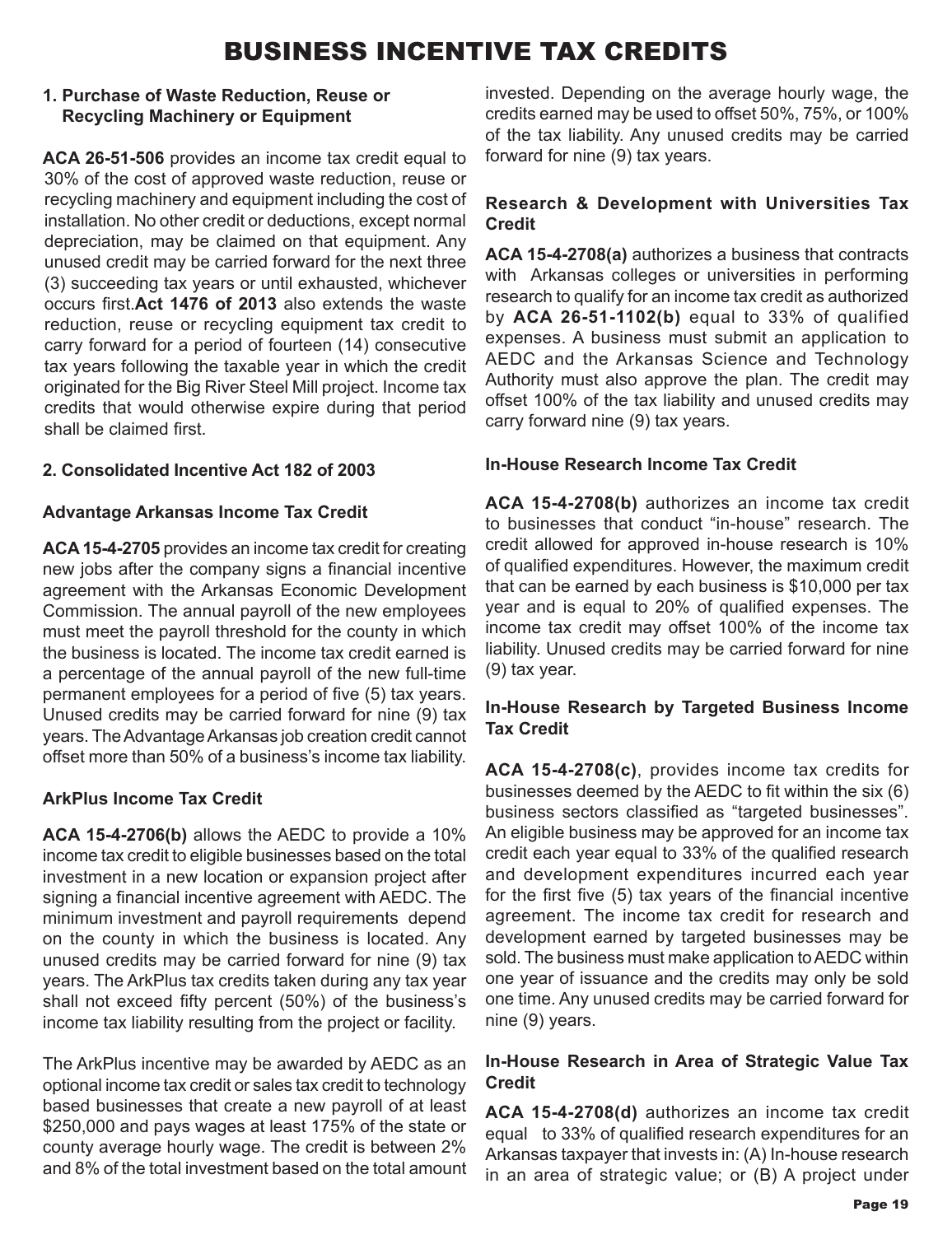# BUSINESS INCENTIVE TAX CREDITS

### 1. Purchase of Waste Reduction, Reuse or Recycling Machinery or Equipment

**ACA 26-51-506** provides an income tax credit equal to 30% of the cost of approved waste reduction, reuse or recycling machinery and equipment including the cost of installation. No other credit or deductions, except normal depreciation, may be claimed on that equipment. Any unused credit may be carried forward for the next three (3) succeeding tax years or until exhausted, whichever occurs first.**Act 1476 of 2013** also extends the waste reduction, reuse or recycling equipment tax credit to carry forward for a period of fourteen (14) consecutive tax years following the taxable year in which the credit originated for the Big River Steel Mill project. Income tax credits that would otherwise expire during that period shall be claimed first.

### 2. Consolidated Incentive Act 182 of 2003

#### Advantage Arkansas Income Tax Credit

**ACA 15-4-2705** provides an income tax credit for creating new jobs after the company signs a financial incentive agreement with the Arkansas Economic Development Commission. The annual payroll of the new employees must meet the payroll threshold for the county in which the business is located. The income tax credit earned is a percentage of the annual payroll of the new full-time permanent employees for a period of five (5) tax years. Unused credits may be carried forward for nine (9) tax years. The Advantage Arkansas job creation credit cannot offset more than 50% of a business's income tax liability.

#### ArkPlus Income Tax Credit

**ACA 15-4-2706(b)** allows the AEDC to provide a 10% income tax credit to eligible businesses based on the total investment in a new location or expansion project after signing a financial incentive agreement with AEDC. The minimum investment and payroll requirements depend on the county in which the business is located. Any unused credits may be carried forward for nine (9) tax years. The ArkPlus tax credits taken during any tax year shall not exceed fifty percent (50%) of the business's income tax liability resulting from the project or facility.

The ArkPlus incentive may be awarded by AEDC as an optional income tax credit or sales tax credit to technology based businesses that create a new payroll of at least $250,000 and pays wages at least 175% of the state or county average hourly wage. The credit is between 2% and 8% of the total investment based on the total amount invested. Depending on the average hourly wage, the credits earned may be used to offset 50%, 75%, or 100% of the tax liability. Any unused credits may be carried forward for nine (9) tax years.

#### Research & Development with Universities Tax Credit

**ACA 15-4-2708(a)** authorizes a business that contracts with Arkansas colleges or universities in performing research to qualify for an income tax credit as authorized by **ACA 26-51-1102(b)** equal to 33% of qualified expenses. A business must submit an application to AEDC and the Arkansas Science and Technology Authority must also approve the plan. The credit may offset 100% of the tax liability and unused credits may carry forward nine (9) tax years.

#### In-House Research Income Tax Credit

**ACA 15-4-2708(b)** authorizes an income tax credit to businesses that conduct "in-house" research. The credit allowed for approved in-house research is 10% of qualified expenditures. However, the maximum credit that can be earned by each business is $10,000 per tax year and is equal to 20% of qualified expenses. The income tax credit may offset 100% of the income tax liability. Unused credits may be carried forward for nine (9) tax year.

#### In-House Research by Targeted Business Income Tax Credit

**ACA 15-4-2708(c)**, provides income tax credits for businesses deemed by the AEDC to fit within the six (6) business sectors classified as "targeted businesses". An eligible business may be approved for an income tax credit each year equal to 33% of the qualified research and development expenditures incurred each year for the first five (5) tax years of the financial incentive agreement. The income tax credit for research and development earned by targeted businesses may be sold. The business must make application to AEDC within one year of issuance and the credits may only be sold one time. Any unused credits may be carried forward for nine (9) years.

#### In-House Research in Area of Strategic Value Tax Credit

**ACA 15-4-2708(d)** authorizes an income tax credit equal to 33% of qualified research expenditures for an Arkansas taxpayer that invests in: (A) In-house research in an area of strategic value; or (B) A project under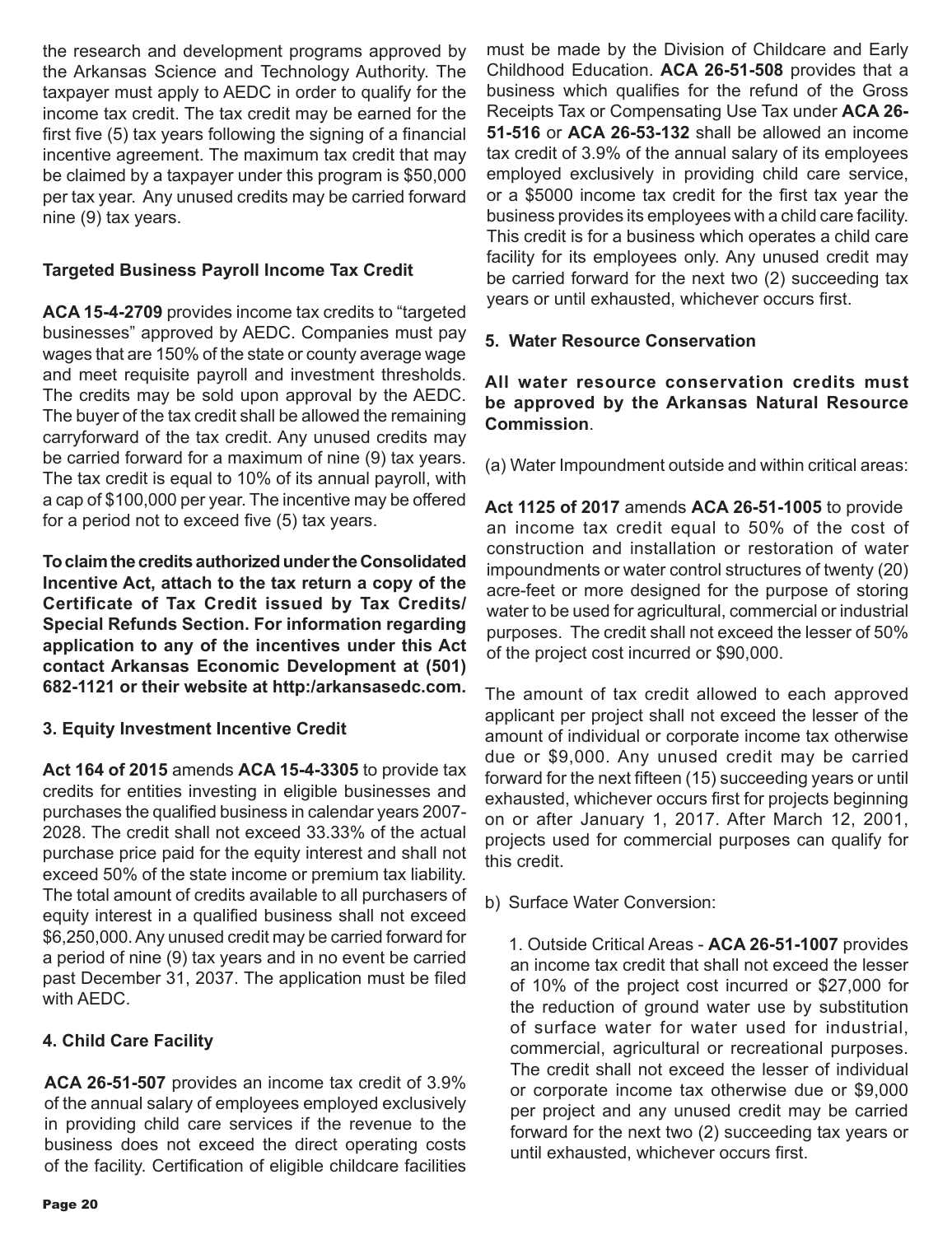the research and development programs approved by the Arkansas Science and Technology Authority. The taxpayer must apply to AEDC in order to qualify for the income tax credit. The tax credit may be earned for the first five (5) tax years following the signing of a financial incentive agreement. The maximum tax credit that may be claimed by a taxpayer under this program is $50,000 per tax year. Any unused credits may be carried forward nine (9) tax years.

**Targeted Business Payroll Income Tax Credit**

**ACA 15-4-2709** provides income tax credits to "targeted businesses" approved by AEDC. Companies must pay wages that are 150% of the state or county average wage and meet requisite payroll and investment thresholds. The credits may be sold upon approval by the AEDC. The buyer of the tax credit shall be allowed the remaining carryforward of the tax credit. Any unused credits may be carried forward for a maximum of nine (9) tax years. The tax credit is equal to 10% of its annual payroll, with a cap of $100,000 per year. The incentive may be offered for a period not to exceed five (5) tax years.

**To claim the credits authorized under the Consolidated Incentive Act, attach to the tax return a copy of the Certificate of Tax Credit issued by Tax Credits/ Special Refunds Section. For information regarding application to any of the incentives under this Act contact Arkansas Economic Development at (501) 682-1121 or their website at http:/arkansasedc.com.**

**3. Equity Investment Incentive Credit**

**Act 164 of 2015** amends **ACA 15-4-3305** to provide tax credits for entities investing in eligible businesses and purchases the qualified business in calendar years 2007-2028. The credit shall not exceed 33.33% of the actual purchase price paid for the equity interest and shall not exceed 50% of the state income or premium tax liability. The total amount of credits available to all purchasers of equity interest in a qualified business shall not exceed $6,250,000. Any unused credit may be carried forward for a period of nine (9) tax years and in no event be carried past December 31, 2037. The application must be filed with AEDC.

**4. Child Care Facility**

**ACA 26-51-507** provides an income tax credit of 3.9% of the annual salary of employees employed exclusively in providing child care services if the revenue to the business does not exceed the direct operating costs of the facility. Certification of eligible childcare facilities must be made by the Division of Childcare and Early Childhood Education. **ACA 26-51-508** provides that a business which qualifies for the refund of the Gross Receipts Tax or Compensating Use Tax under **ACA 26-51-516** or **ACA 26-53-132** shall be allowed an income tax credit of 3.9% of the annual salary of its employees employed exclusively in providing child care service, or a $5000 income tax credit for the first tax year the business provides its employees with a child care facility. This credit is for a business which operates a child care facility for its employees only. Any unused credit may be carried forward for the next two (2) succeeding tax years or until exhausted, whichever occurs first.

**5. Water Resource Conservation**

**All water resource conservation credits must be approved by the Arkansas Natural Resource Commission**.

(a) Water Impoundment outside and within critical areas:

**Act 1125 of 2017** amends **ACA 26-51-1005** to provide an income tax credit equal to 50% of the cost of construction and installation or restoration of water impoundments or water control structures of twenty (20) acre-feet or more designed for the purpose of storing water to be used for agricultural, commercial or industrial purposes. The credit shall not exceed the lesser of 50% of the project cost incurred or $90,000.

The amount of tax credit allowed to each approved applicant per project shall not exceed the lesser of the amount of individual or corporate income tax otherwise due or $9,000. Any unused credit may be carried forward for the next fifteen (15) succeeding years or until exhausted, whichever occurs first for projects beginning on or after January 1, 2017. After March 12, 2001, projects used for commercial purposes can qualify for this credit.

b) Surface Water Conversion:

1. Outside Critical Areas - **ACA 26-51-1007** provides an income tax credit that shall not exceed the lesser of 10% of the project cost incurred or $27,000 for the reduction of ground water use by substitution of surface water for water used for industrial, commercial, agricultural or recreational purposes. The credit shall not exceed the lesser of individual or corporate income tax otherwise due or $9,000 per project and any unused credit may be carried forward for the next two (2) succeeding tax years or until exhausted, whichever occurs first.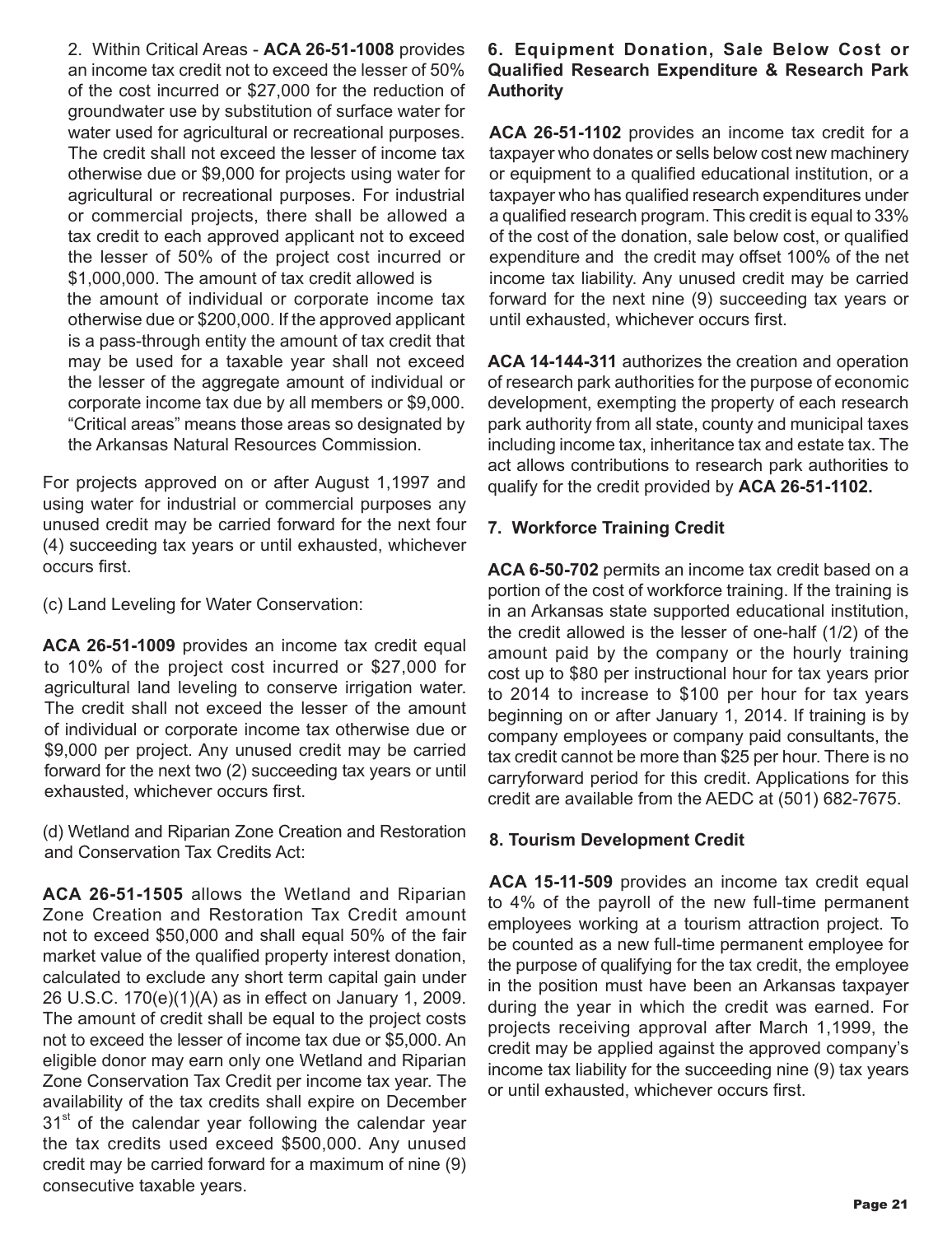2. Within Critical Areas - **ACA 26-51-1008** provides an income tax credit not to exceed the lesser of 50% of the cost incurred or $27,000 for the reduction of groundwater use by substitution of surface water for water used for agricultural or recreational purposes. The credit shall not exceed the lesser of income tax otherwise due or $9,000 for projects using water for agricultural or recreational purposes. For industrial or commercial projects, there shall be allowed a tax credit to each approved applicant not to exceed the lesser of 50% of the project cost incurred or $1,000,000. The amount of tax credit allowed is the amount of individual or corporate income tax otherwise due or $200,000. If the approved applicant is a pass-through entity the amount of tax credit that may be used for a taxable year shall not exceed the lesser of the aggregate amount of individual or corporate income tax due by all members or $9,000. "Critical areas" means those areas so designated by the Arkansas Natural Resources Commission.

For projects approved on or after August 1,1997 and using water for industrial or commercial purposes any unused credit may be carried forward for the next four (4) succeeding tax years or until exhausted, whichever occurs first.

(c) Land Leveling for Water Conservation:

**ACA 26-51-1009** provides an income tax credit equal to 10% of the project cost incurred or $27,000 for agricultural land leveling to conserve irrigation water. The credit shall not exceed the lesser of the amount of individual or corporate income tax otherwise due or $9,000 per project. Any unused credit may be carried forward for the next two (2) succeeding tax years or until exhausted, whichever occurs first.

(d) Wetland and Riparian Zone Creation and Restoration and Conservation Tax Credits Act:

**ACA 26-51-1505** allows the Wetland and Riparian Zone Creation and Restoration Tax Credit amount not to exceed $50,000 and shall equal 50% of the fair market value of the qualified property interest donation, calculated to exclude any short term capital gain under 26 U.S.C. 170(e)(1)(A) as in effect on January 1, 2009. The amount of credit shall be equal to the project costs not to exceed the lesser of income tax due or $5,000. An eligible donor may earn only one Wetland and Riparian Zone Conservation Tax Credit per income tax year. The availability of the tax credits shall expire on December 31st of the calendar year following the calendar year the tax credits used exceed $500,000. Any unused credit may be carried forward for a maximum of nine (9) consecutive taxable years.

### 6. Equipment Donation, Sale Below Cost or Qualified Research Expenditure & Research Park Authority

**ACA 26-51-1102** provides an income tax credit for a taxpayer who donates or sells below cost new machinery or equipment to a qualified educational institution, or a taxpayer who has qualified research expenditures under a qualified research program. This credit is equal to 33% of the cost of the donation, sale below cost, or qualified expenditure and the credit may offset 100% of the net income tax liability. Any unused credit may be carried forward for the next nine (9) succeeding tax years or until exhausted, whichever occurs first.

**ACA 14-144-311** authorizes the creation and operation of research park authorities for the purpose of economic development, exempting the property of each research park authority from all state, county and municipal taxes including income tax, inheritance tax and estate tax. The act allows contributions to research park authorities to qualify for the credit provided by **ACA 26-51-1102.**

### 7. Workforce Training Credit

**ACA 6-50-702** permits an income tax credit based on a portion of the cost of workforce training. If the training is in an Arkansas state supported educational institution, the credit allowed is the lesser of one-half (1/2) of the amount paid by the company or the hourly training cost up to $80 per instructional hour for tax years prior to 2014 to increase to $100 per hour for tax years beginning on or after January 1, 2014. If training is by company employees or company paid consultants, the tax credit cannot be more than $25 per hour. There is no carryforward period for this credit. Applications for this credit are available from the AEDC at (501) 682-7675.

### 8. Tourism Development Credit

**ACA 15-11-509** provides an income tax credit equal to 4% of the payroll of the new full-time permanent employees working at a tourism attraction project. To be counted as a new full-time permanent employee for the purpose of qualifying for the tax credit, the employee in the position must have been an Arkansas taxpayer during the year in which the credit was earned. For projects receiving approval after March 1,1999, the credit may be applied against the approved company's income tax liability for the succeeding nine (9) tax years or until exhausted, whichever occurs first.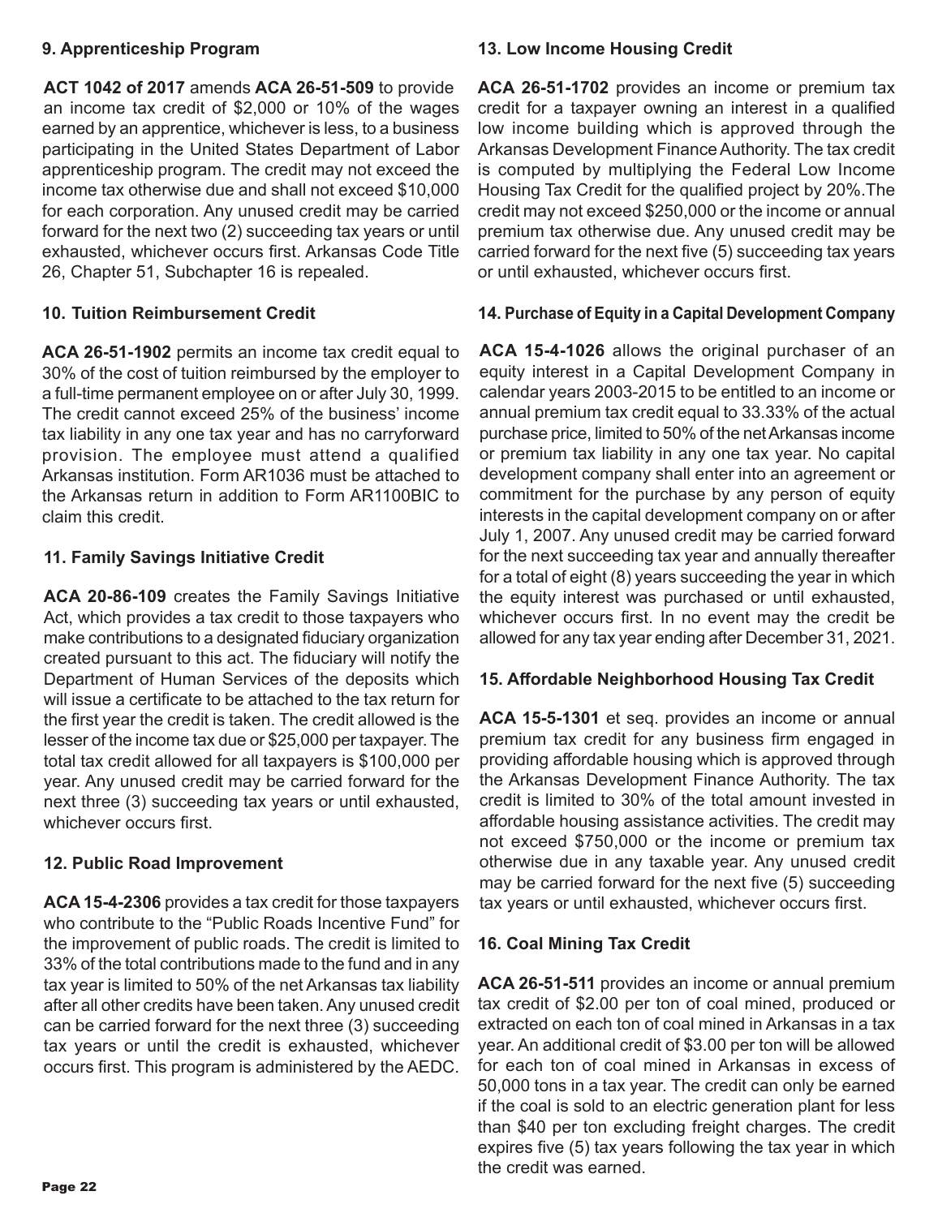### 9. Apprenticeship Program

**ACT 1042 of 2017** amends **ACA 26-51-509** to provide an income tax credit of $2,000 or 10% of the wages earned by an apprentice, whichever is less, to a business participating in the United States Department of Labor apprenticeship program. The credit may not exceed the income tax otherwise due and shall not exceed $10,000 for each corporation. Any unused credit may be carried forward for the next two (2) succeeding tax years or until exhausted, whichever occurs first. Arkansas Code Title 26, Chapter 51, Subchapter 16 is repealed.

### 10. Tuition Reimbursement Credit

**ACA 26-51-1902** permits an income tax credit equal to 30% of the cost of tuition reimbursed by the employer to a full-time permanent employee on or after July 30, 1999. The credit cannot exceed 25% of the business' income tax liability in any one tax year and has no carryforward provision. The employee must attend a qualified Arkansas institution. Form AR1036 must be attached to the Arkansas return in addition to Form AR1100BIC to claim this credit.

### 11. Family Savings Initiative Credit

**ACA 20-86-109** creates the Family Savings Initiative Act, which provides a tax credit to those taxpayers who make contributions to a designated fiduciary organization created pursuant to this act. The fiduciary will notify the Department of Human Services of the deposits which will issue a certificate to be attached to the tax return for the first year the credit is taken. The credit allowed is the lesser of the income tax due or $25,000 per taxpayer. The total tax credit allowed for all taxpayers is $100,000 per year. Any unused credit may be carried forward for the next three (3) succeeding tax years or until exhausted, whichever occurs first.

### 12. Public Road Improvement

**ACA 15-4-2306** provides a tax credit for those taxpayers who contribute to the "Public Roads Incentive Fund" for the improvement of public roads. The credit is limited to 33% of the total contributions made to the fund and in any tax year is limited to 50% of the net Arkansas tax liability after all other credits have been taken. Any unused credit can be carried forward for the next three (3) succeeding tax years or until the credit is exhausted, whichever occurs first. This program is administered by the AEDC.

### 13. Low Income Housing Credit

**ACA 26-51-1702** provides an income or premium tax credit for a taxpayer owning an interest in a qualified low income building which is approved through the Arkansas Development Finance Authority. The tax credit is computed by multiplying the Federal Low Income Housing Tax Credit for the qualified project by 20%. The credit may not exceed $250,000 or the income or annual premium tax otherwise due. Any unused credit may be carried forward for the next five (5) succeeding tax years or until exhausted, whichever occurs first.

### 14. Purchase of Equity in a Capital Development Company

**ACA 15-4-1026** allows the original purchaser of an equity interest in a Capital Development Company in calendar years 2003-2015 to be entitled to an income or annual premium tax credit equal to 33.33% of the actual purchase price, limited to 50% of the net Arkansas income or premium tax liability in any one tax year. No capital development company shall enter into an agreement or commitment for the purchase by any person of equity interests in the capital development company on or after July 1, 2007. Any unused credit may be carried forward for the next succeeding tax year and annually thereafter for a total of eight (8) years succeeding the year in which the equity interest was purchased or until exhausted, whichever occurs first. In no event may the credit be allowed for any tax year ending after December 31, 2021.

### 15. Affordable Neighborhood Housing Tax Credit

**ACA 15-5-1301** et seq. provides an income or annual premium tax credit for any business firm engaged in providing affordable housing which is approved through the Arkansas Development Finance Authority. The tax credit is limited to 30% of the total amount invested in affordable housing assistance activities. The credit may not exceed $750,000 or the income or premium tax otherwise due in any taxable year. Any unused credit may be carried forward for the next five (5) succeeding tax years or until exhausted, whichever occurs first.

### 16. Coal Mining Tax Credit

**ACA 26-51-511** provides an income or annual premium tax credit of $2.00 per ton of coal mined, produced or extracted on each ton of coal mined in Arkansas in a tax year. An additional credit of $3.00 per ton will be allowed for each ton of coal mined in Arkansas in excess of 50,000 tons in a tax year. The credit can only be earned if the coal is sold to an electric generation plant for less than $40 per ton excluding freight charges. The credit expires five (5) tax years following the tax year in which the credit was earned.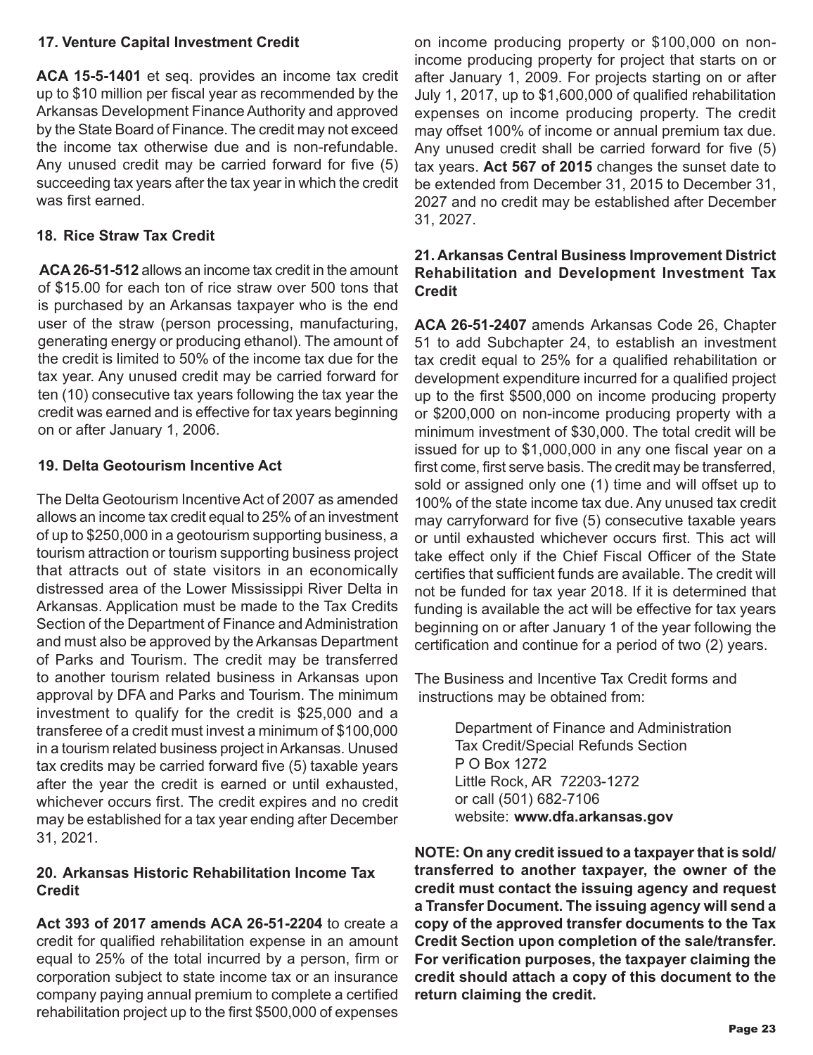### 17. Venture Capital Investment Credit

**ACA 15-5-1401** et seq. provides an income tax credit up to $10 million per fiscal year as recommended by the Arkansas Development Finance Authority and approved by the State Board of Finance. The credit may not exceed the income tax otherwise due and is non-refundable. Any unused credit may be carried forward for five (5) succeeding tax years after the tax year in which the credit was first earned.

### 18. Rice Straw Tax Credit

**ACA 26-51-512** allows an income tax credit in the amount of $15.00 for each ton of rice straw over 500 tons that is purchased by an Arkansas taxpayer who is the end user of the straw (person processing, manufacturing, generating energy or producing ethanol). The amount of the credit is limited to 50% of the income tax due for the tax year. Any unused credit may be carried forward for ten (10) consecutive tax years following the tax year the credit was earned and is effective for tax years beginning on or after January 1, 2006.

### 19. Delta Geotourism Incentive Act

The Delta Geotourism Incentive Act of 2007 as amended allows an income tax credit equal to 25% of an investment of up to $250,000 in a geotourism supporting business, a tourism attraction or tourism supporting business project that attracts out of state visitors in an economically distressed area of the Lower Mississippi River Delta in Arkansas. Application must be made to the Tax Credits Section of the Department of Finance and Administration and must also be approved by the Arkansas Department of Parks and Tourism. The credit may be transferred to another tourism related business in Arkansas upon approval by DFA and Parks and Tourism. The minimum investment to qualify for the credit is $25,000 and a transferee of a credit must invest a minimum of $100,000 in a tourism related business project in Arkansas. Unused tax credits may be carried forward five (5) taxable years after the year the credit is earned or until exhausted, whichever occurs first. The credit expires and no credit may be established for a tax year ending after December 31, 2021.

### 20. Arkansas Historic Rehabilitation Income Tax Credit

**Act 393 of 2017 amends ACA 26-51-2204** to create a credit for qualified rehabilitation expense in an amount equal to 25% of the total incurred by a person, firm or corporation subject to state income tax or an insurance company paying annual premium to complete a certified rehabilitation project up to the first $500,000 of expenses on income producing property or $100,000 on non-income producing property for project that starts on or after January 1, 2009. For projects starting on or after July 1, 2017, up to $1,600,000 of qualified rehabilitation expenses on income producing property. The credit may offset 100% of income or annual premium tax due. Any unused credit shall be carried forward for five (5) tax years. **Act 567 of 2015** changes the sunset date to be extended from December 31, 2015 to December 31, 2027 and no credit may be established after December 31, 2027.

### 21. Arkansas Central Business Improvement District Rehabilitation and Development Investment Tax Credit

**ACA 26-51-2407** amends Arkansas Code 26, Chapter 51 to add Subchapter 24, to establish an investment tax credit equal to 25% for a qualified rehabilitation or development expenditure incurred for a qualified project up to the first $500,000 on income producing property or $200,000 on non-income producing property with a minimum investment of $30,000. The total credit will be issued for up to $1,000,000 in any one fiscal year on a first come, first serve basis. The credit may be transferred, sold or assigned only one (1) time and will offset up to 100% of the state income tax due. Any unused tax credit may carryforward for five (5) consecutive taxable years or until exhausted whichever occurs first. This act will take effect only if the Chief Fiscal Officer of the State certifies that sufficient funds are available. The credit will not be funded for tax year 2018. If it is determined that funding is available the act will be effective for tax years beginning on or after January 1 of the year following the certification and continue for a period of two (2) years.

The Business and Incentive Tax Credit forms and instructions may be obtained from:

Department of Finance and Administration
Tax Credit/Special Refunds Section
P O Box 1272
Little Rock, AR 72203-1272
or call (501) 682-7106
website: **www.dfa.arkansas.gov**

**NOTE: On any credit issued to a taxpayer that is sold/transferred to another taxpayer, the owner of the credit must contact the issuing agency and request a Transfer Document. The issuing agency will send a copy of the approved transfer documents to the Tax Credit Section upon completion of the sale/transfer. For verification purposes, the taxpayer claiming the credit should attach a copy of this document to the return claiming the credit.**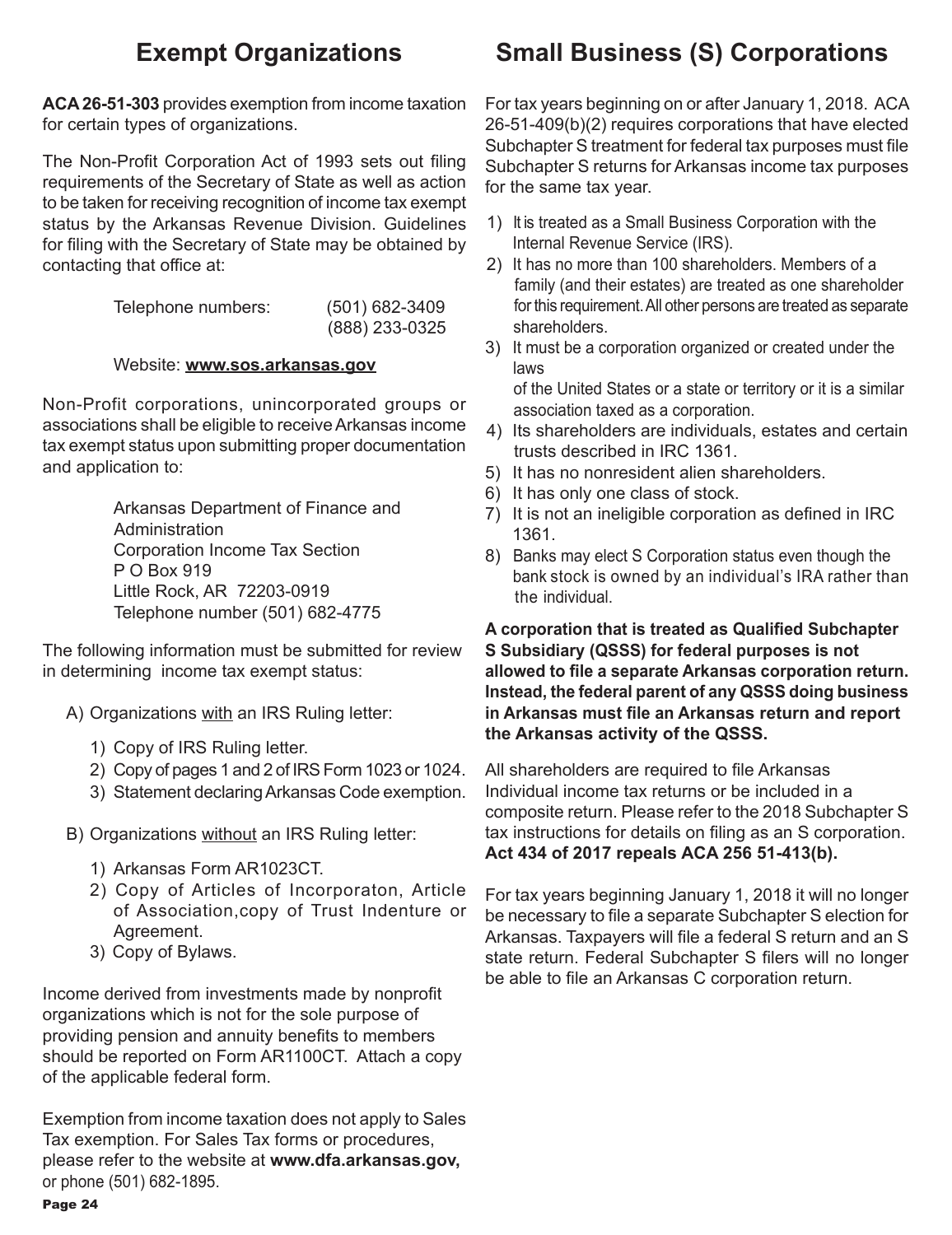## Exempt Organizations

**ACA 26-51-303** provides exemption from income taxation for certain types of organizations.

The Non-Profit Corporation Act of 1993 sets out filing requirements of the Secretary of State as well as action to be taken for receiving recognition of income tax exempt status by the Arkansas Revenue Division. Guidelines for filing with the Secretary of State may be obtained by contacting that office at:

Telephone numbers: (501) 682-3409
(888) 233-0325

Website: **www.sos.arkansas.gov**

Non-Profit corporations, unincorporated groups or associations shall be eligible to receive Arkansas income tax exempt status upon submitting proper documentation and application to:

Arkansas Department of Finance and Administration
Corporation Income Tax Section
P O Box 919
Little Rock, AR 72203-0919
Telephone number (501) 682-4775

The following information must be submitted for review in determining income tax exempt status:

A) Organizations with an IRS Ruling letter:

1) Copy of IRS Ruling letter.
2) Copy of pages 1 and 2 of IRS Form 1023 or 1024.
3) Statement declaring Arkansas Code exemption.

B) Organizations without an IRS Ruling letter:

1) Arkansas Form AR1023CT.
2) Copy of Articles of Incorporaton, Article of Association,copy of Trust Indenture or Agreement.
3) Copy of Bylaws.

Income derived from investments made by nonprofit organizations which is not for the sole purpose of providing pension and annuity benefits to members should be reported on Form AR1100CT. Attach a copy of the applicable federal form.

Exemption from income taxation does not apply to Sales Tax exemption. For Sales Tax forms or procedures, please refer to the website at **www.dfa.arkansas.gov,** or phone (501) 682-1895.

## Small Business (S) Corporations

For tax years beginning on or after January 1, 2018. ACA 26-51-409(b)(2) requires corporations that have elected Subchapter S treatment for federal tax purposes must file Subchapter S returns for Arkansas income tax purposes for the same tax year.

1) It is treated as a Small Business Corporation with the Internal Revenue Service (IRS).
2) It has no more than 100 shareholders. Members of a family (and their estates) are treated as one shareholder for this requirement. All other persons are treated as separate shareholders.
3) It must be a corporation organized or created under the laws of the United States or a state or territory or it is a similar association taxed as a corporation.
4) Its shareholders are individuals, estates and certain trusts described in IRC 1361.
5) It has no nonresident alien shareholders.
6) It has only one class of stock.
7) It is not an ineligible corporation as defined in IRC 1361.
8) Banks may elect S Corporation status even though the bank stock is owned by an individual's IRA rather than the individual.

**A corporation that is treated as Qualified Subchapter S Subsidiary (QSSS) for federal purposes is not allowed to file a separate Arkansas corporation return. Instead, the federal parent of any QSSS doing business in Arkansas must file an Arkansas return and report the Arkansas activity of the QSSS.**

All shareholders are required to file Arkansas Individual income tax returns or be included in a composite return. Please refer to the 2018 Subchapter S tax instructions for details on filing as an S corporation. **Act 434 of 2017 repeals ACA 256 51-413(b).**

For tax years beginning January 1, 2018 it will no longer be necessary to file a separate Subchapter S election for Arkansas. Taxpayers will file a federal S return and an S state return. Federal Subchapter S filers will no longer be able to file an Arkansas C corporation return.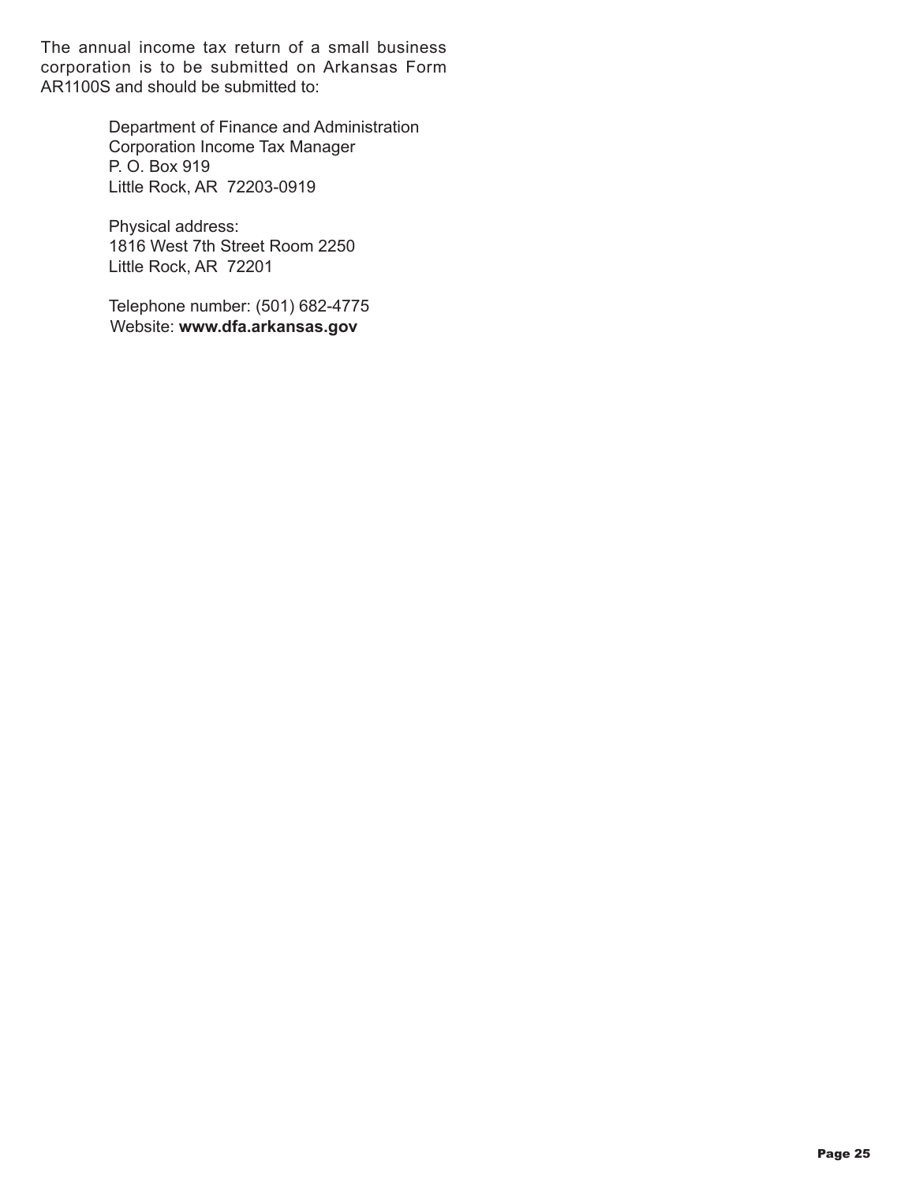The annual income tax return of a small business corporation is to be submitted on Arkansas Form AR1100S and should be submitted to:

Department of Finance and Administration
Corporation Income Tax Manager
P. O. Box 919
Little Rock, AR 72203-0919

Physical address:
1816 West 7th Street Room 2250
Little Rock, AR 72201

Telephone number: (501) 682-4775
Website: **www.dfa.arkansas.gov**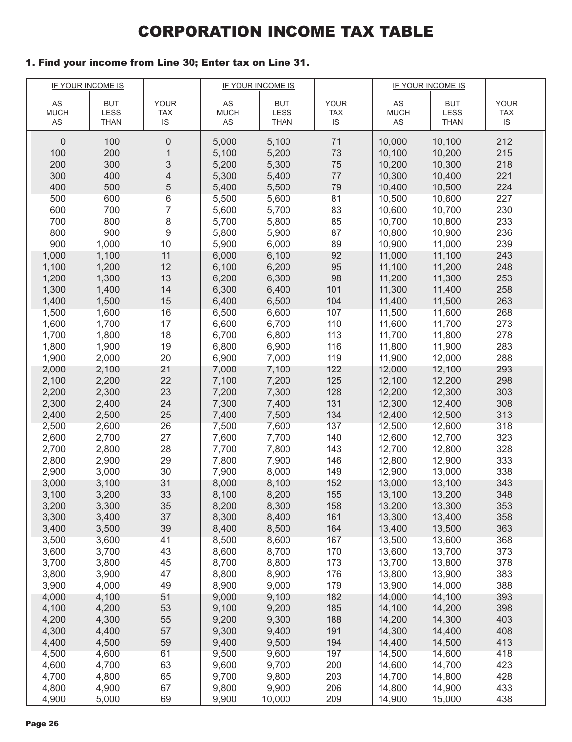# CORPORATION INCOME TAX TABLE

**1. Find your income from Line 30; Enter tax on Line 31.**

| IF YOUR INCOME IS | | | IF YOUR INCOME IS | | | IF YOUR INCOME IS | | |
|---|---|---|---|---|---|---|---|---|
| AS MUCH AS | BUT LESS THAN | YOUR TAX IS | AS MUCH AS | BUT LESS THAN | YOUR TAX IS | AS MUCH AS | BUT LESS THAN | YOUR TAX IS |
| 0 | 100 | 0 | 5,000 | 5,100 | 71 | 10,000 | 10,100 | 212 |
| 100 | 200 | 1 | 5,100 | 5,200 | 73 | 10,100 | 10,200 | 215 |
| 200 | 300 | 3 | 5,200 | 5,300 | 75 | 10,200 | 10,300 | 218 |
| 300 | 400 | 4 | 5,300 | 5,400 | 77 | 10,300 | 10,400 | 221 |
| 400 | 500 | 5 | 5,400 | 5,500 | 79 | 10,400 | 10,500 | 224 |
| 500 | 600 | 6 | 5,500 | 5,600 | 81 | 10,500 | 10,600 | 227 |
| 600 | 700 | 7 | 5,600 | 5,700 | 83 | 10,600 | 10,700 | 230 |
| 700 | 800 | 8 | 5,700 | 5,800 | 85 | 10,700 | 10,800 | 233 |
| 800 | 900 | 9 | 5,800 | 5,900 | 87 | 10,800 | 10,900 | 236 |
| 900 | 1,000 | 10 | 5,900 | 6,000 | 89 | 10,900 | 11,000 | 239 |
| 1,000 | 1,100 | 11 | 6,000 | 6,100 | 92 | 11,000 | 11,100 | 243 |
| 1,100 | 1,200 | 12 | 6,100 | 6,200 | 95 | 11,100 | 11,200 | 248 |
| 1,200 | 1,300 | 13 | 6,200 | 6,300 | 98 | 11,200 | 11,300 | 253 |
| 1,300 | 1,400 | 14 | 6,300 | 6,400 | 101 | 11,300 | 11,400 | 258 |
| 1,400 | 1,500 | 15 | 6,400 | 6,500 | 104 | 11,400 | 11,500 | 263 |
| 1,500 | 1,600 | 16 | 6,500 | 6,600 | 107 | 11,500 | 11,600 | 268 |
| 1,600 | 1,700 | 17 | 6,600 | 6,700 | 110 | 11,600 | 11,700 | 273 |
| 1,700 | 1,800 | 18 | 6,700 | 6,800 | 113 | 11,700 | 11,800 | 278 |
| 1,800 | 1,900 | 19 | 6,800 | 6,900 | 116 | 11,800 | 11,900 | 283 |
| 1,900 | 2,000 | 20 | 6,900 | 7,000 | 119 | 11,900 | 12,000 | 288 |
| 2,000 | 2,100 | 21 | 7,000 | 7,100 | 122 | 12,000 | 12,100 | 293 |
| 2,100 | 2,200 | 22 | 7,100 | 7,200 | 125 | 12,100 | 12,200 | 298 |
| 2,200 | 2,300 | 23 | 7,200 | 7,300 | 128 | 12,200 | 12,300 | 303 |
| 2,300 | 2,400 | 24 | 7,300 | 7,400 | 131 | 12,300 | 12,400 | 308 |
| 2,400 | 2,500 | 25 | 7,400 | 7,500 | 134 | 12,400 | 12,500 | 313 |
| 2,500 | 2,600 | 26 | 7,500 | 7,600 | 137 | 12,500 | 12,600 | 318 |
| 2,600 | 2,700 | 27 | 7,600 | 7,700 | 140 | 12,600 | 12,700 | 323 |
| 2,700 | 2,800 | 28 | 7,700 | 7,800 | 143 | 12,700 | 12,800 | 328 |
| 2,800 | 2,900 | 29 | 7,800 | 7,900 | 146 | 12,800 | 12,900 | 333 |
| 2,900 | 3,000 | 30 | 7,900 | 8,000 | 149 | 12,900 | 13,000 | 338 |
| 3,000 | 3,100 | 31 | 8,000 | 8,100 | 152 | 13,000 | 13,100 | 343 |
| 3,100 | 3,200 | 33 | 8,100 | 8,200 | 155 | 13,100 | 13,200 | 348 |
| 3,200 | 3,300 | 35 | 8,200 | 8,300 | 158 | 13,200 | 13,300 | 353 |
| 3,300 | 3,400 | 37 | 8,300 | 8,400 | 161 | 13,300 | 13,400 | 358 |
| 3,400 | 3,500 | 39 | 8,400 | 8,500 | 164 | 13,400 | 13,500 | 363 |
| 3,500 | 3,600 | 41 | 8,500 | 8,600 | 167 | 13,500 | 13,600 | 368 |
| 3,600 | 3,700 | 43 | 8,600 | 8,700 | 170 | 13,600 | 13,700 | 373 |
| 3,700 | 3,800 | 45 | 8,700 | 8,800 | 173 | 13,700 | 13,800 | 378 |
| 3,800 | 3,900 | 47 | 8,800 | 8,900 | 176 | 13,800 | 13,900 | 383 |
| 3,900 | 4,000 | 49 | 8,900 | 9,000 | 179 | 13,900 | 14,000 | 388 |
| 4,000 | 4,100 | 51 | 9,000 | 9,100 | 182 | 14,000 | 14,100 | 393 |
| 4,100 | 4,200 | 53 | 9,100 | 9,200 | 185 | 14,100 | 14,200 | 398 |
| 4,200 | 4,300 | 55 | 9,200 | 9,300 | 188 | 14,200 | 14,300 | 403 |
| 4,300 | 4,400 | 57 | 9,300 | 9,400 | 191 | 14,300 | 14,400 | 408 |
| 4,400 | 4,500 | 59 | 9,400 | 9,500 | 194 | 14,400 | 14,500 | 413 |
| 4,500 | 4,600 | 61 | 9,500 | 9,600 | 197 | 14,500 | 14,600 | 418 |
| 4,600 | 4,700 | 63 | 9,600 | 9,700 | 200 | 14,600 | 14,700 | 423 |
| 4,700 | 4,800 | 65 | 9,700 | 9,800 | 203 | 14,700 | 14,800 | 428 |
| 4,800 | 4,900 | 67 | 9,800 | 9,900 | 206 | 14,800 | 14,900 | 433 |
| 4,900 | 5,000 | 69 | 9,900 | 10,000 | 209 | 14,900 | 15,000 | 438 |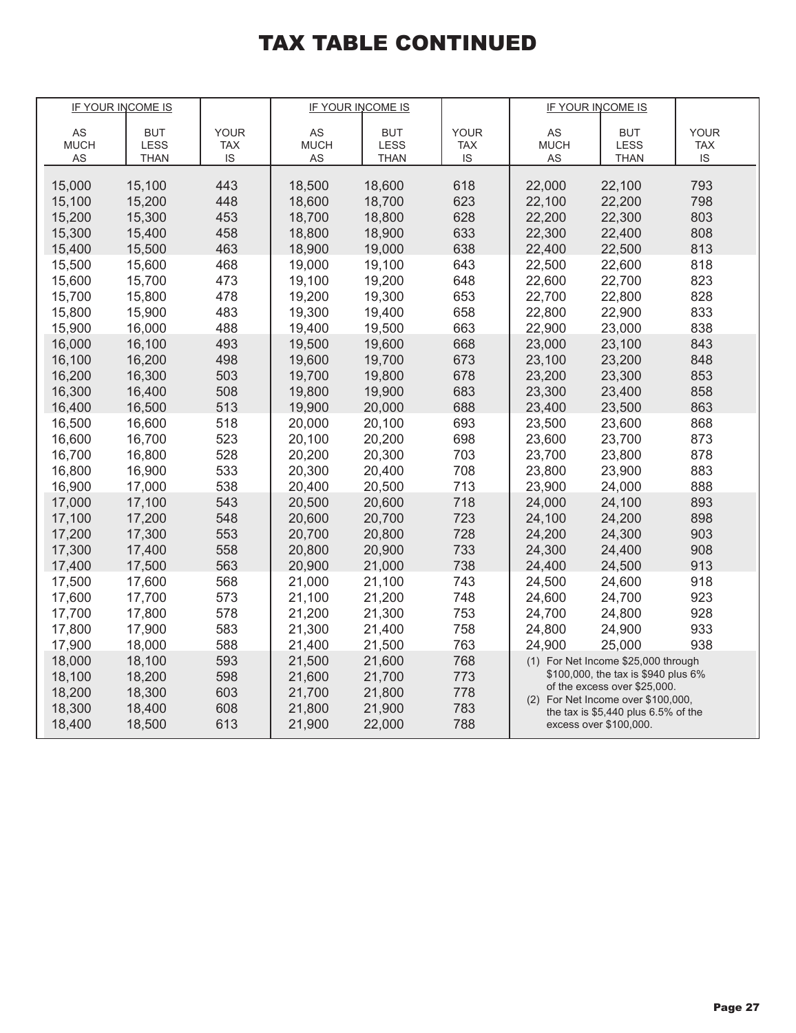# TAX TABLE CONTINUED

| IF YOUR INCOME IS | | | IF YOUR INCOME IS | | | IF YOUR INCOME IS | | |
|---|---|---|---|---|---|---|---|---|
| AS MUCH AS | BUT LESS THAN | YOUR TAX IS | AS MUCH AS | BUT LESS THAN | YOUR TAX IS | AS MUCH AS | BUT LESS THAN | YOUR TAX IS |
| 15,000 | 15,100 | 443 | 18,500 | 18,600 | 618 | 22,000 | 22,100 | 793 |
| 15,100 | 15,200 | 448 | 18,600 | 18,700 | 623 | 22,100 | 22,200 | 798 |
| 15,200 | 15,300 | 453 | 18,700 | 18,800 | 628 | 22,200 | 22,300 | 803 |
| 15,300 | 15,400 | 458 | 18,800 | 18,900 | 633 | 22,300 | 22,400 | 808 |
| 15,400 | 15,500 | 463 | 18,900 | 19,000 | 638 | 22,400 | 22,500 | 813 |
| 15,500 | 15,600 | 468 | 19,000 | 19,100 | 643 | 22,500 | 22,600 | 818 |
| 15,600 | 15,700 | 473 | 19,100 | 19,200 | 648 | 22,600 | 22,700 | 823 |
| 15,700 | 15,800 | 478 | 19,200 | 19,300 | 653 | 22,700 | 22,800 | 828 |
| 15,800 | 15,900 | 483 | 19,300 | 19,400 | 658 | 22,800 | 22,900 | 833 |
| 15,900 | 16,000 | 488 | 19,400 | 19,500 | 663 | 22,900 | 23,000 | 838 |
| 16,000 | 16,100 | 493 | 19,500 | 19,600 | 668 | 23,000 | 23,100 | 843 |
| 16,100 | 16,200 | 498 | 19,600 | 19,700 | 673 | 23,100 | 23,200 | 848 |
| 16,200 | 16,300 | 503 | 19,700 | 19,800 | 678 | 23,200 | 23,300 | 853 |
| 16,300 | 16,400 | 508 | 19,800 | 19,900 | 683 | 23,300 | 23,400 | 858 |
| 16,400 | 16,500 | 513 | 19,900 | 20,000 | 688 | 23,400 | 23,500 | 863 |
| 16,500 | 16,600 | 518 | 20,000 | 20,100 | 693 | 23,500 | 23,600 | 868 |
| 16,600 | 16,700 | 523 | 20,100 | 20,200 | 698 | 23,600 | 23,700 | 873 |
| 16,700 | 16,800 | 528 | 20,200 | 20,300 | 703 | 23,700 | 23,800 | 878 |
| 16,800 | 16,900 | 533 | 20,300 | 20,400 | 708 | 23,800 | 23,900 | 883 |
| 16,900 | 17,000 | 538 | 20,400 | 20,500 | 713 | 23,900 | 24,000 | 888 |
| 17,000 | 17,100 | 543 | 20,500 | 20,600 | 718 | 24,000 | 24,100 | 893 |
| 17,100 | 17,200 | 548 | 20,600 | 20,700 | 723 | 24,100 | 24,200 | 898 |
| 17,200 | 17,300 | 553 | 20,700 | 20,800 | 728 | 24,200 | 24,300 | 903 |
| 17,300 | 17,400 | 558 | 20,800 | 20,900 | 733 | 24,300 | 24,400 | 908 |
| 17,400 | 17,500 | 563 | 20,900 | 21,000 | 738 | 24,400 | 24,500 | 913 |
| 17,500 | 17,600 | 568 | 21,000 | 21,100 | 743 | 24,500 | 24,600 | 918 |
| 17,600 | 17,700 | 573 | 21,100 | 21,200 | 748 | 24,600 | 24,700 | 923 |
| 17,700 | 17,800 | 578 | 21,200 | 21,300 | 753 | 24,700 | 24,800 | 928 |
| 17,800 | 17,900 | 583 | 21,300 | 21,400 | 758 | 24,800 | 24,900 | 933 |
| 17,900 | 18,000 | 588 | 21,400 | 21,500 | 763 | 24,900 | 25,000 | 938 |
| 18,000 | 18,100 | 593 | 21,500 | 21,600 | 768 | | | |
| 18,100 | 18,200 | 598 | 21,600 | 21,700 | 773 | | | |
| 18,200 | 18,300 | 603 | 21,700 | 21,800 | 778 | | | |
| 18,300 | 18,400 | 608 | 21,800 | 21,900 | 783 | | | |
| 18,400 | 18,500 | 613 | 21,900 | 22,000 | 788 | | | |

(1) For Net Income $25,000 through $100,000, the tax is $940 plus 6% of the excess over $25,000.

(2) For Net Income over $100,000, the tax is $5,440 plus 6.5% of the excess over $100,000.